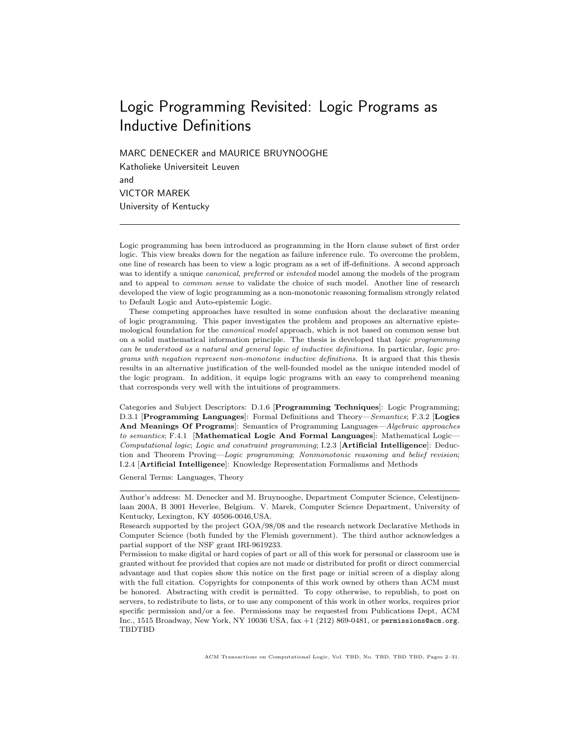# Logic Programming Revisited: Logic Programs as Inductive Definitions

MARC DENECKER and MAURICE BRUYNOOGHE
Katholieke Universiteit Leuven
and
VICTOR MAREK
University of Kentucky

---

Logic programming has been introduced as programming in the Horn clause subset of first order logic. This view breaks down for the negation as failure inference rule. To overcome the problem, one line of research has been to view a logic program as a set of iff-definitions. A second approach was to identify a unique *canonical*, *preferred* or *intended* model among the models of the program and to appeal to *common sense* to validate the choice of such model. Another line of research developed the view of logic programming as a non-monotonic reasoning formalism strongly related to Default Logic and Auto-epistemic Logic.

These competing approaches have resulted in some confusion about the declarative meaning of logic programming. This paper investigates the problem and proposes an alternative epistemological foundation for the *canonical model* approach, which is not based on common sense but on a solid mathematical information principle. The thesis is developed that *logic programming can be understood as a natural and general logic of inductive definitions*. In particular, *logic programs with negation represent non-monotone inductive definitions*. It is argued that this thesis results in an alternative justification of the well-founded model as the unique intended model of the logic program. In addition, it equips logic programs with an easy to comprehend meaning that corresponds very well with the intuitions of programmers.

Categories and Subject Descriptors: D.1.6 [**Programming Techniques**]: Logic Programming; D.3.1 [**Programming Languages**]: Formal Definitions and Theory—*Semantics*; F.3.2 [**Logics And Meanings Of Programs**]: Semantics of Programming Languages—*Algebraic approaches to semantics*; F.4.1 [**Mathematical Logic And Formal Languages**]: Mathematical Logic—*Computational logic*; *Logic and constraint programming*; I.2.3 [**Artificial Intelligence**]: Deduction and Theorem Proving—*Logic programming*; *Nonmonotonic reasoning and belief revision*; I.2.4 [**Artificial Intelligence**]: Knowledge Representation Formalisms and Methods

General Terms: Languages, Theory

---

Author's address: M. Denecker and M. Bruynooghe, Department Computer Science, Celestijnenlaan 200A, B 3001 Heverlee, Belgium. V. Marek, Computer Science Department, University of Kentucky, Lexington, KY 40506-0046,USA.
Research supported by the project GOA/98/08 and the research network Declarative Methods in Computer Science (both funded by the Flemish government). The third author acknowledges a partial support of the NSF grant IRI-9619233.
Permission to make digital or hard copies of part or all of this work for personal or classroom use is granted without fee provided that copies are not made or distributed for profit or direct commercial advantage and that copies show this notice on the first page or initial screen of a display along with the full citation. Copyrights for components of this work owned by others than ACM must be honored. Abstracting with credit is permitted. To copy otherwise, to republish, to post on servers, to redistribute to lists, or to use any component of this work in other works, requires prior specific permission and/or a fee. Permissions may be requested from Publications Dept, ACM Inc., 1515 Broadway, New York, NY 10036 USA, fax +1 (212) 869-0481, or `permissions@acm.org`.
TBDTBD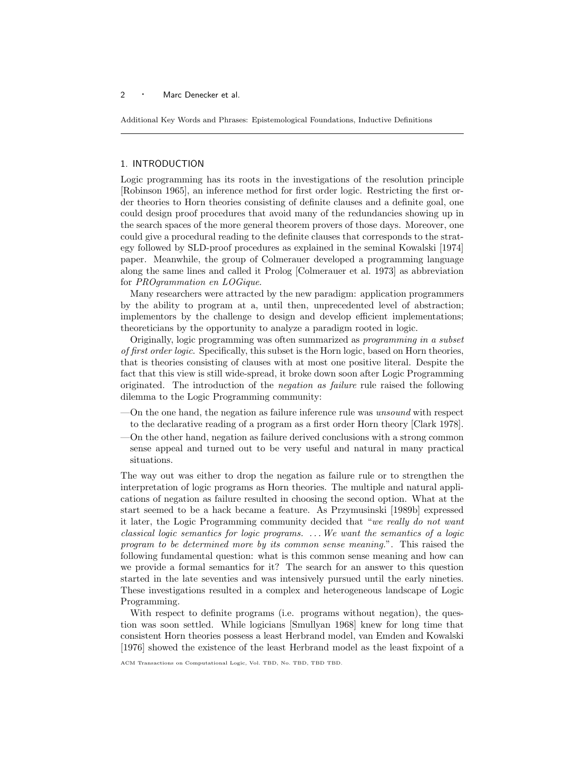Additional Key Words and Phrases: Epistemological Foundations, Inductive Definitions

## 1. INTRODUCTION

Logic programming has its roots in the investigations of the resolution principle [Robinson 1965], an inference method for first order logic. Restricting the first order theories to Horn theories consisting of definite clauses and a definite goal, one could design proof procedures that avoid many of the redundancies showing up in the search spaces of the more general theorem provers of those days. Moreover, one could give a procedural reading to the definite clauses that corresponds to the strategy followed by SLD-proof procedures as explained in the seminal Kowalski [1974] paper. Meanwhile, the group of Colmerauer developed a programming language along the same lines and called it Prolog [Colmerauer et al. 1973] as abbreviation for *PROgrammation en LOGique*.

Many researchers were attracted by the new paradigm: application programmers by the ability to program at a, until then, unprecedented level of abstraction; implementors by the challenge to design and develop efficient implementations; theoreticians by the opportunity to analyze a paradigm rooted in logic.

Originally, logic programming was often summarized as *programming in a subset of first order logic*. Specifically, this subset is the Horn logic, based on Horn theories, that is theories consisting of clauses with at most one positive literal. Despite the fact that this view is still wide-spread, it broke down soon after Logic Programming originated. The introduction of the *negation as failure* rule raised the following dilemma to the Logic Programming community:

- On the one hand, the negation as failure inference rule was *unsound* with respect to the declarative reading of a program as a first order Horn theory [Clark 1978].
- On the other hand, negation as failure derived conclusions with a strong common sense appeal and turned out to be very useful and natural in many practical situations.

The way out was either to drop the negation as failure rule or to strengthen the interpretation of logic programs as Horn theories. The multiple and natural applications of negation as failure resulted in choosing the second option. What at the start seemed to be a hack became a feature. As Przymusinski [1989b] expressed it later, the Logic Programming community decided that "*we really do not want classical logic semantics for logic programs. ... We want the semantics of a logic program to be determined more by its common sense meaning.*". This raised the following fundamental question: what is this common sense meaning and how can we provide a formal semantics for it? The search for an answer to this question started in the late seventies and was intensively pursued until the early nineties. These investigations resulted in a complex and heterogeneous landscape of Logic Programming.

With respect to definite programs (i.e. programs without negation), the question was soon settled. While logicians [Smullyan 1968] knew for long time that consistent Horn theories possess a least Herbrand model, van Emden and Kowalski [1976] showed the existence of the least Herbrand model as the least fixpoint of a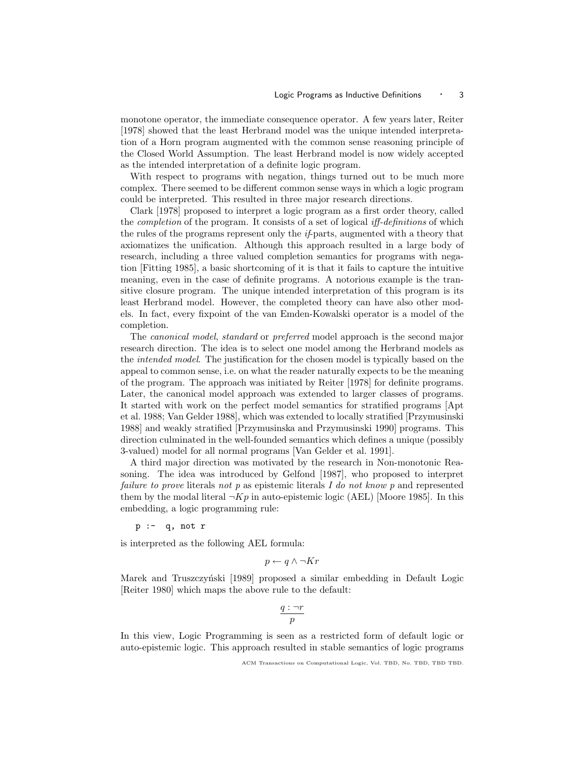monotone operator, the immediate consequence operator. A few years later, Reiter [1978] showed that the least Herbrand model was the unique intended interpretation of a Horn program augmented with the common sense reasoning principle of the Closed World Assumption. The least Herbrand model is now widely accepted as the intended interpretation of a definite logic program.

With respect to programs with negation, things turned out to be much more complex. There seemed to be different common sense ways in which a logic program could be interpreted. This resulted in three major research directions.

Clark [1978] proposed to interpret a logic program as a first order theory, called the *completion* of the program. It consists of a set of logical *iff-definitions* of which the rules of the programs represent only the *if*-parts, augmented with a theory that axiomatizes the unification. Although this approach resulted in a large body of research, including a three valued completion semantics for programs with negation [Fitting 1985], a basic shortcoming of it is that it fails to capture the intuitive meaning, even in the case of definite programs. A notorious example is the transitive closure program. The unique intended interpretation of this program is its least Herbrand model. However, the completed theory can have also other models. In fact, every fixpoint of the van Emden-Kowalski operator is a model of the completion.

The *canonical model*, *standard* or *preferred* model approach is the second major research direction. The idea is to select one model among the Herbrand models as the *intended model*. The justification for the chosen model is typically based on the appeal to common sense, i.e. on what the reader naturally expects to be the meaning of the program. The approach was initiated by Reiter [1978] for definite programs. Later, the canonical model approach was extended to larger classes of programs. It started with work on the perfect model semantics for stratified programs [Apt et al. 1988; Van Gelder 1988], which was extended to locally stratified [Przymusinski 1988] and weakly stratified [Przymusinska and Przymusinski 1990] programs. This direction culminated in the well-founded semantics which defines a unique (possibly 3-valued) model for all normal programs [Van Gelder et al. 1991].

A third major direction was motivated by the research in Non-monotonic Reasoning. The idea was introduced by Gelfond [1987], who proposed to interpret *failure to prove* literals *not p* as epistemic literals *I do not know p* and represented them by the modal literal $\neg Kp$ in auto-epistemic logic (AEL) [Moore 1985]. In this embedding, a logic programming rule:

```
p :-  q, not r
```

is interpreted as the following AEL formula:

$$p \leftarrow q \wedge \neg Kr$$

Marek and Truszczyński [1989] proposed a similar embedding in Default Logic [Reiter 1980] which maps the above rule to the default:

$$\frac{q : \neg r}{p}$$

In this view, Logic Programming is seen as a restricted form of default logic or auto-epistemic logic. This approach resulted in stable semantics of logic programs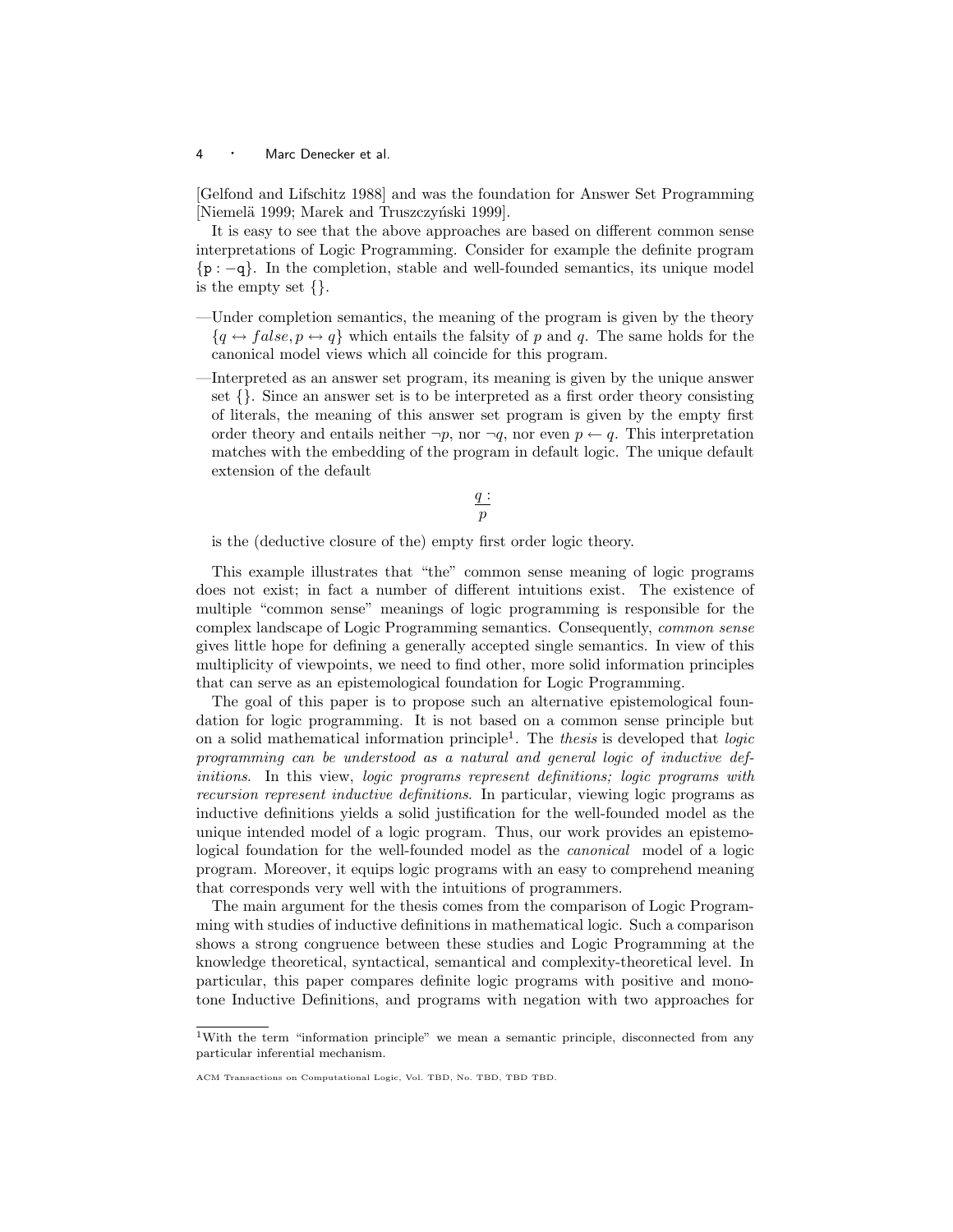[Gelfond and Lifschitz 1988] and was the foundation for Answer Set Programming [Niemelä 1999; Marek and Truszczyński 1999].

It is easy to see that the above approaches are based on different common sense interpretations of Logic Programming. Consider for example the definite program $\{\mathtt{p:-q}\}$. In the completion, stable and well-founded semantics, its unique model is the empty set $\{\}$.

- Under completion semantics, the meaning of the program is given by the theory $\{q \leftrightarrow false, p \leftrightarrow q\}$ which entails the falsity of $p$ and $q$. The same holds for the canonical model views which all coincide for this program.
- Interpreted as an answer set program, its meaning is given by the unique answer set $\{\}$. Since an answer set is to be interpreted as a first order theory consisting of literals, the meaning of this answer set program is given by the empty first order theory and entails neither $\neg p$, nor $\neg q$, nor even $p \leftarrow q$. This interpretation matches with the embedding of the program in default logic. The unique default extension of the default

$$\frac{q:}{p}$$

is the (deductive closure of the) empty first order logic theory.

This example illustrates that "the" common sense meaning of logic programs does not exist; in fact a number of different intuitions exist. The existence of multiple "common sense" meanings of logic programming is responsible for the complex landscape of Logic Programming semantics. Consequently, *common sense* gives little hope for defining a generally accepted single semantics. In view of this multiplicity of viewpoints, we need to find other, more solid information principles that can serve as an epistemological foundation for Logic Programming.

The goal of this paper is to propose such an alternative epistemological foundation for logic programming. It is not based on a common sense principle but on a solid mathematical information principle[1]. The *thesis* is developed that *logic programming can be understood as a natural and general logic of inductive definitions*. In this view, *logic programs represent definitions; logic programs with recursion represent inductive definitions*. In particular, viewing logic programs as inductive definitions yields a solid justification for the well-founded model as the unique intended model of a logic program. Thus, our work provides an epistemological foundation for the well-founded model as the *canonical* model of a logic program. Moreover, it equips logic programs with an easy to comprehend meaning that corresponds very well with the intuitions of programmers.

The main argument for the thesis comes from the comparison of Logic Programming with studies of inductive definitions in mathematical logic. Such a comparison shows a strong congruence between these studies and Logic Programming at the knowledge theoretical, syntactical, semantical and complexity-theoretical level. In particular, this paper compares definite logic programs with positive and monotone Inductive Definitions, and programs with negation with two approaches for

[1] With the term "information principle" we mean a semantic principle, disconnected from any particular inferential mechanism.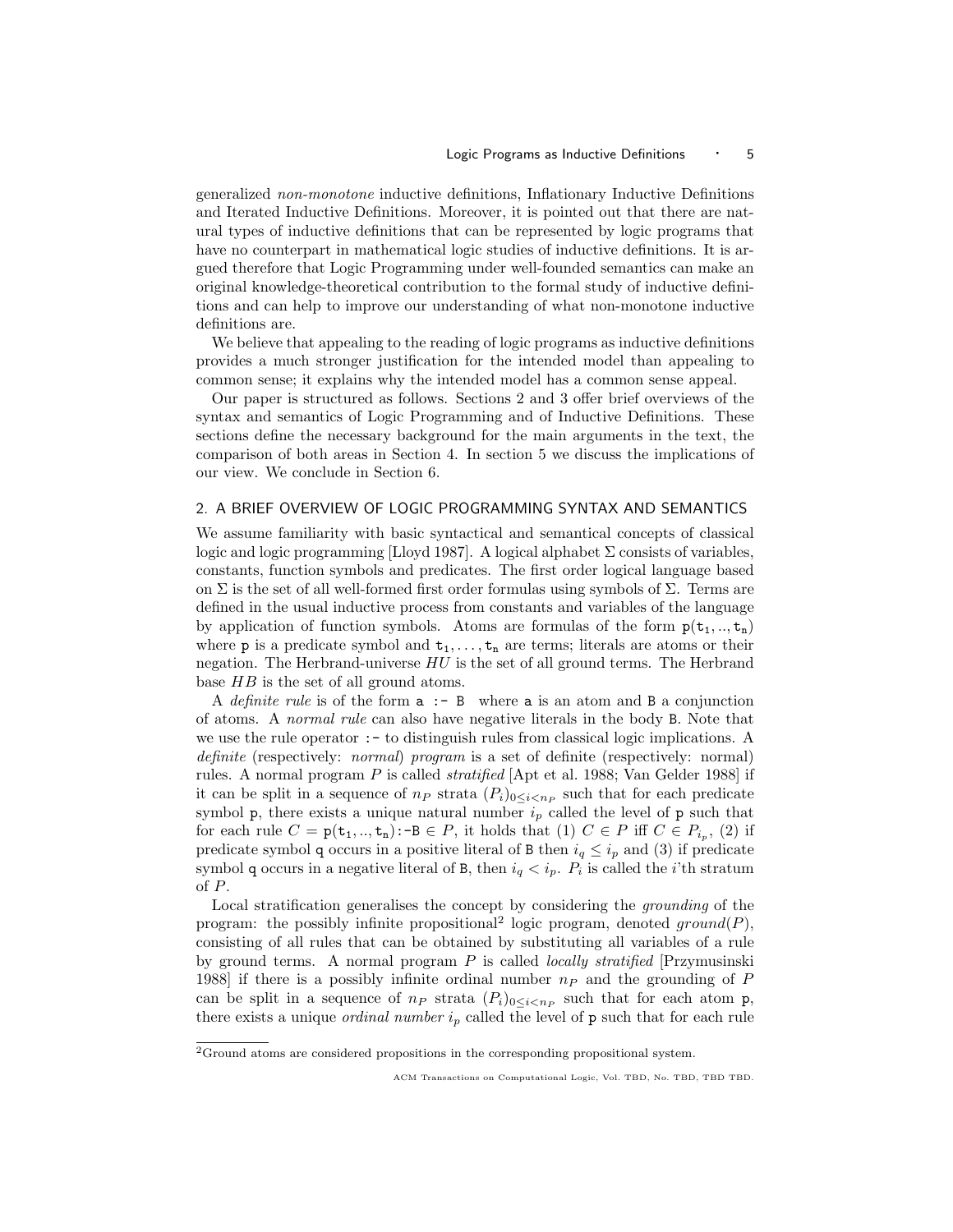generalized *non-monotone* inductive definitions, Inflationary Inductive Definitions and Iterated Inductive Definitions. Moreover, it is pointed out that there are natural types of inductive definitions that can be represented by logic programs that have no counterpart in mathematical logic studies of inductive definitions. It is argued therefore that Logic Programming under well-founded semantics can make an original knowledge-theoretical contribution to the formal study of inductive definitions and can help to improve our understanding of what non-monotone inductive definitions are.

We believe that appealing to the reading of logic programs as inductive definitions provides a much stronger justification for the intended model than appealing to common sense; it explains why the intended model has a common sense appeal.

Our paper is structured as follows. Sections 2 and 3 offer brief overviews of the syntax and semantics of Logic Programming and of Inductive Definitions. These sections define the necessary background for the main arguments in the text, the comparison of both areas in Section 4. In section 5 we discuss the implications of our view. We conclude in Section 6.

## 2. A BRIEF OVERVIEW OF LOGIC PROGRAMMING SYNTAX AND SEMANTICS

We assume familiarity with basic syntactical and semantical concepts of classical logic and logic programming [Lloyd 1987]. A logical alphabet $\Sigma$ consists of variables, constants, function symbols and predicates. The first order logical language based on $\Sigma$ is the set of all well-formed first order formulas using symbols of $\Sigma$. Terms are defined in the usual inductive process from constants and variables of the language by application of function symbols. Atoms are formulas of the form $\mathtt{p(t_1,..,t_n)}$ where $\mathtt{p}$ is a predicate symbol and $\mathtt{t_1},\ldots,\mathtt{t_n}$ are terms; literals are atoms or their negation. The Herbrand-universe $HU$ is the set of all ground terms. The Herbrand base $HB$ is the set of all ground atoms.

A *definite rule* is of the form `a :- B` where `a` is an atom and `B` a conjunction of atoms. A *normal rule* can also have negative literals in the body `B`. Note that we use the rule operator `:-` to distinguish rules from classical logic implications. A *definite* (respectively: *normal*) *program* is a set of definite (respectively: normal) rules. A normal program $P$ is called *stratified* [Apt et al. 1988; Van Gelder 1988] if it can be split in a sequence of $n_P$ strata $(P_i)_{0\leq i<n_P}$ such that for each predicate symbol `p`, there exists a unique natural number $i_p$ called the level of `p` such that for each rule $C = \mathtt{p(t_1,..,t_n)}\texttt{:-}\mathtt{B} \in P$, it holds that (1) $C \in P$ iff $C \in P_{i_p}$, (2) if predicate symbol `q` occurs in a positive literal of `B` then $i_q \leq i_p$ and (3) if predicate symbol `q` occurs in a negative literal of `B`, then $i_q < i_p$. $P_i$ is called the $i$'th stratum of $P$.

Local stratification generalises the concept by considering the *grounding* of the program: the possibly infinite propositional[2] logic program, denoted $ground(P)$, consisting of all rules that can be obtained by substituting all variables of a rule by ground terms. A normal program $P$ is called *locally stratified* [Przymusinski 1988] if there is a possibly infinite ordinal number $n_P$ and the grounding of $P$ can be split in a sequence of $n_P$ strata $(P_i)_{0\leq i<n_P}$ such that for each atom `p`, there exists a unique *ordinal number* $i_p$ called the level of `p` such that for each rule

[2] Ground atoms are considered propositions in the corresponding propositional system.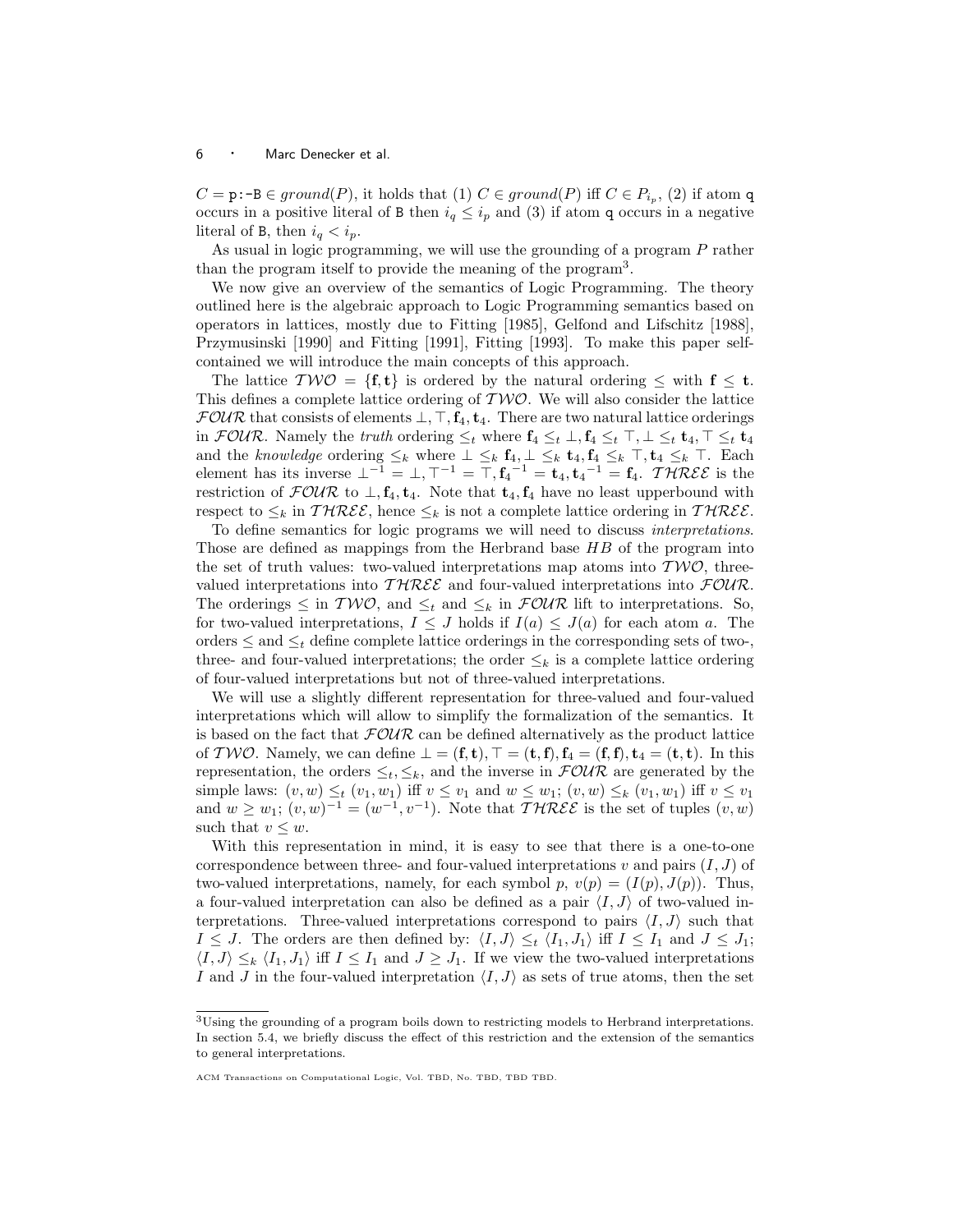$C = \texttt{p:-B} \in ground(P)$, it holds that (1) $C \in ground(P)$ iff $C \in P_{i_p}$, (2) if atom q occurs in a positive literal of B then $i_q \leq i_p$ and (3) if atom q occurs in a negative literal of B, then $i_q < i_p$.

As usual in logic programming, we will use the grounding of a program $P$ rather than the program itself to provide the meaning of the program[3].

We now give an overview of the semantics of Logic Programming. The theory outlined here is the algebraic approach to Logic Programming semantics based on operators in lattices, mostly due to Fitting [1985], Gelfond and Lifschitz [1988], Przymusinski [1990] and Fitting [1991], Fitting [1993]. To make this paper self-contained we will introduce the main concepts of this approach.

The lattice $\mathcal{TWO} = \{\mathbf{f}, \mathbf{t}\}$ is ordered by the natural ordering $\leq$ with $\mathbf{f} \leq \mathbf{t}$. This defines a complete lattice ordering of $\mathcal{TWO}$. We will also consider the lattice $\mathcal{FOUR}$ that consists of elements $\bot, \top, \mathbf{f}_4, \mathbf{t}_4$. There are two natural lattice orderings in $\mathcal{FOUR}$. Namely the *truth* ordering $\leq_t$ where $\mathbf{f}_4 \leq_t \bot, \mathbf{f}_4 \leq_t \top, \bot \leq_t \mathbf{t}_4, \top \leq_t \mathbf{t}_4$ and the *knowledge* ordering $\leq_k$ where $\bot \leq_k \mathbf{f}_4, \bot \leq_k \mathbf{t}_4, \mathbf{f}_4 \leq_k \top, \mathbf{t}_4 \leq_k \top$. Each element has its inverse $\bot^{-1} = \bot, \top^{-1} = \top, \mathbf{f}_4{}^{-1} = \mathbf{t}_4, \mathbf{t}_4{}^{-1} = \mathbf{f}_4$. $\mathcal{THREE}$ is the restriction of $\mathcal{FOUR}$ to $\bot, \mathbf{f}_4, \mathbf{t}_4$. Note that $\mathbf{t}_4, \mathbf{f}_4$ have no least upperbound with respect to $\leq_k$ in $\mathcal{THREE}$, hence $\leq_k$ is not a complete lattice ordering in $\mathcal{THREE}$.

To define semantics for logic programs we will need to discuss *interpretations*. Those are defined as mappings from the Herbrand base $HB$ of the program into the set of truth values: two-valued interpretations map atoms into $\mathcal{TWO}$, three-valued interpretations into $\mathcal{THREE}$ and four-valued interpretations into $\mathcal{FOUR}$. The orderings $\leq$ in $\mathcal{TWO}$, and $\leq_t$ and $\leq_k$ in $\mathcal{FOUR}$ lift to interpretations. So, for two-valued interpretations, $I \leq J$ holds if $I(a) \leq J(a)$ for each atom $a$. The orders $\leq$ and $\leq_t$ define complete lattice orderings in the corresponding sets of two-, three- and four-valued interpretations; the order $\leq_k$ is a complete lattice ordering of four-valued interpretations but not of three-valued interpretations.

We will use a slightly different representation for three-valued and four-valued interpretations which will allow to simplify the formalization of the semantics. It is based on the fact that $\mathcal{FOUR}$ can be defined alternatively as the product lattice of $\mathcal{TWO}$. Namely, we can define $\bot = (\mathbf{f}, \mathbf{t}), \top = (\mathbf{t}, \mathbf{f}), \mathbf{f}_4 = (\mathbf{f}, \mathbf{f}), \mathbf{t}_4 = (\mathbf{t}, \mathbf{t})$. In this representation, the orders $\leq_t, \leq_k$, and the inverse in $\mathcal{FOUR}$ are generated by the simple laws: $(v, w) \leq_t (v_1, w_1)$ iff $v \leq v_1$ and $w \leq w_1$; $(v, w) \leq_k (v_1, w_1)$ iff $v \leq v_1$ and $w \geq w_1$; $(v, w)^{-1} = (w^{-1}, v^{-1})$. Note that $\mathcal{THREE}$ is the set of tuples $(v, w)$ such that $v \leq w$.

With this representation in mind, it is easy to see that there is a one-to-one correspondence between three- and four-valued interpretations $v$ and pairs $(I, J)$ of two-valued interpretations, namely, for each symbol $p$, $v(p) = (I(p), J(p))$. Thus, a four-valued interpretation can also be defined as a pair $\langle I, J \rangle$ of two-valued interpretations. Three-valued interpretations correspond to pairs $\langle I, J \rangle$ such that $I \leq J$. The orders are then defined by: $\langle I, J \rangle \leq_t \langle I_1, J_1 \rangle$ iff $I \leq I_1$ and $J \leq J_1$; $\langle I, J \rangle \leq_k \langle I_1, J_1 \rangle$ iff $I \leq I_1$ and $J \geq J_1$. If we view the two-valued interpretations $I$ and $J$ in the four-valued interpretation $\langle I, J \rangle$ as sets of true atoms, then the set

[3] Using the grounding of a program boils down to restricting models to Herbrand interpretations. In section 5.4, we briefly discuss the effect of this restriction and the extension of the semantics to general interpretations.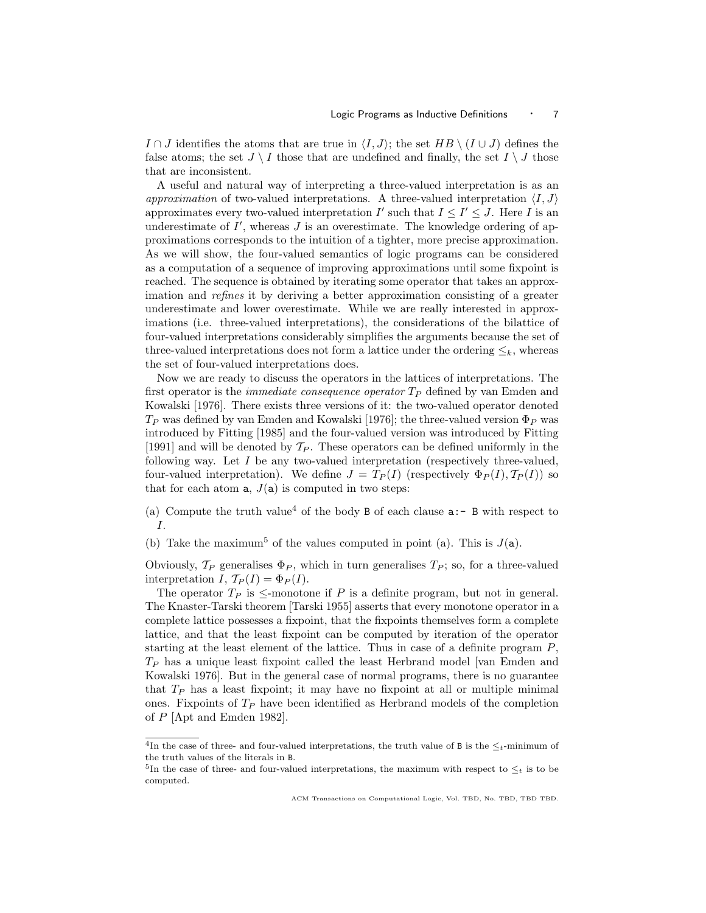$I \cap J$ identifies the atoms that are true in $\langle I, J \rangle$; the set $HB \setminus (I \cup J)$ defines the false atoms; the set $J \setminus I$ those that are undefined and finally, the set $I \setminus J$ those that are inconsistent.

A useful and natural way of interpreting a three-valued interpretation is as an *approximation* of two-valued interpretations. A three-valued interpretation $\langle I, J \rangle$ approximates every two-valued interpretation $I'$ such that $I \leq I' \leq J$. Here $I$ is an underestimate of $I'$, whereas $J$ is an overestimate. The knowledge ordering of approximations corresponds to the intuition of a tighter, more precise approximation. As we will show, the four-valued semantics of logic programs can be considered as a computation of a sequence of improving approximations until some fixpoint is reached. The sequence is obtained by iterating some operator that takes an approximation and *refines* it by deriving a better approximation consisting of a greater underestimate and lower overestimate. While we are really interested in approximations (i.e. three-valued interpretations), the considerations of the bilattice of four-valued interpretations considerably simplifies the arguments because the set of three-valued interpretations does not form a lattice under the ordering $\leq_k$, whereas the set of four-valued interpretations does.

Now we are ready to discuss the operators in the lattices of interpretations. The first operator is the *immediate consequence operator* $T_P$ defined by van Emden and Kowalski [1976]. There exists three versions of it: the two-valued operator denoted $T_P$ was defined by van Emden and Kowalski [1976]; the three-valued version $\Phi_P$ was introduced by Fitting [1985] and the four-valued version was introduced by Fitting [1991] and will be denoted by $\mathcal{T}_P$. These operators can be defined uniformly in the following way. Let $I$ be any two-valued interpretation (respectively three-valued, four-valued interpretation). We define $J = T_P(I)$ (respectively $\Phi_P(I), \mathcal{T}_P(I)$) so that for each atom `a`, $J($`a`$)$ is computed in two steps:

(a) Compute the truth value[4] of the body `B` of each clause `a:- B` with respect to $I$.

(b) Take the maximum[5] of the values computed in point (a). This is $J($`a`$)$.

Obviously, $\mathcal{T}_P$ generalises $\Phi_P$, which in turn generalises $T_P$; so, for a three-valued interpretation $I$, $\mathcal{T}_P(I) = \Phi_P(I)$.

The operator $T_P$ is $\leq$-monotone if $P$ is a definite program, but not in general. The Knaster-Tarski theorem [Tarski 1955] asserts that every monotone operator in a complete lattice possesses a fixpoint, that the fixpoints themselves form a complete lattice, and that the least fixpoint can be computed by iteration of the operator starting at the least element of the lattice. Thus in case of a definite program $P$, $T_P$ has a unique least fixpoint called the least Herbrand model [van Emden and Kowalski 1976]. But in the general case of normal programs, there is no guarantee that $T_P$ has a least fixpoint; it may have no fixpoint at all or multiple minimal ones. Fixpoints of $T_P$ have been identified as Herbrand models of the completion of $P$ [Apt and Emden 1982].

---

[4] In the case of three- and four-valued interpretations, the truth value of `B` is the $\leq_t$-minimum of the truth values of the literals in `B`.

[5] In the case of three- and four-valued interpretations, the maximum with respect to $\leq_t$ is to be computed.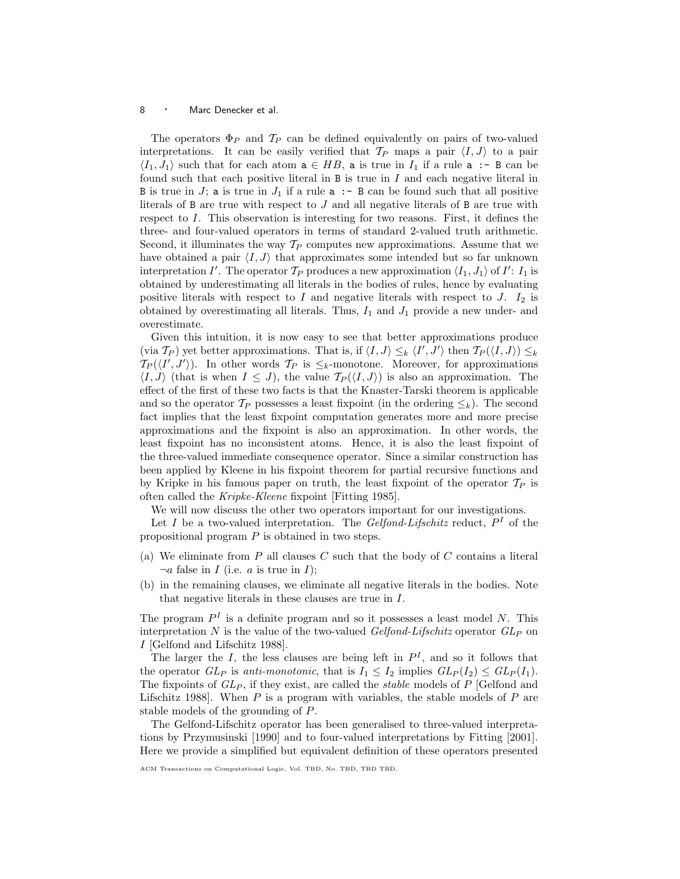The operators $\Phi_P$ and $\mathcal{T}_P$ can be defined equivalently on pairs of two-valued interpretations. It can be easily verified that $\mathcal{T}_P$ maps a pair $\langle I, J \rangle$ to a pair $\langle I_1, J_1 \rangle$ such that for each atom $\mathtt{a} \in HB$, `a` is true in $I_1$ if a rule `a :- B` can be found such that each positive literal in `B` is true in $I$ and each negative literal in `B` is true in $J$; `a` is true in $J_1$ if a rule `a :- B` can be found such that all positive literals of `B` are true with respect to $J$ and all negative literals of `B` are true with respect to $I$. This observation is interesting for two reasons. First, it defines the three- and four-valued operators in terms of standard 2-valued truth arithmetic. Second, it illuminates the way $\mathcal{T}_P$ computes new approximations. Assume that we have obtained a pair $\langle I, J \rangle$ that approximates some intended but so far unknown interpretation $I'$. The operator $\mathcal{T}_P$ produces a new approximation $\langle I_1, J_1 \rangle$ of $I'$: $I_1$ is obtained by underestimating all literals in the bodies of rules, hence by evaluating positive literals with respect to $I$ and negative literals with respect to $J$. $I_2$ is obtained by overestimating all literals. Thus, $I_1$ and $J_1$ provide a new under- and overestimate.

Given this intuition, it is now easy to see that better approximations produce (via $\mathcal{T}_P$) yet better approximations. That is, if $\langle I, J \rangle \leq_k \langle I', J' \rangle$ then $\mathcal{T}_P(\langle I, J \rangle) \leq_k \mathcal{T}_P(\langle I', J' \rangle)$. In other words $\mathcal{T}_P$ is $\leq_k$-monotone. Moreover, for approximations $\langle I, J \rangle$ (that is when $I \leq J$), the value $\mathcal{T}_P(\langle I, J \rangle)$ is also an approximation. The effect of the first of these two facts is that the Knaster-Tarski theorem is applicable and so the operator $\mathcal{T}_P$ possesses a least fixpoint (in the ordering $\leq_k$). The second fact implies that the least fixpoint computation generates more and more precise approximations and the fixpoint is also an approximation. In other words, the least fixpoint has no inconsistent atoms. Hence, it is also the least fixpoint of the three-valued immediate consequence operator. Since a similar construction has been applied by Kleene in his fixpoint theorem for partial recursive functions and by Kripke in his famous paper on truth, the least fixpoint of the operator $\mathcal{T}_P$ is often called the *Kripke-Kleene* fixpoint [Fitting 1985].

We will now discuss the other two operators important for our investigations.

Let $I$ be a two-valued interpretation. The *Gelfond-Lifschitz* reduct, $P^I$ of the propositional program $P$ is obtained in two steps.

(a) We eliminate from $P$ all clauses $C$ such that the body of $C$ contains a literal $\neg a$ false in $I$ (i.e. $a$ is true in $I$);

(b) in the remaining clauses, we eliminate all negative literals in the bodies. Note that negative literals in these clauses are true in $I$.

The program $P^I$ is a definite program and so it possesses a least model $N$. This interpretation $N$ is the value of the two-valued *Gelfond-Lifschitz* operator $GL_P$ on $I$ [Gelfond and Lifschitz 1988].

The larger the $I$, the less clauses are being left in $P^I$, and so it follows that the operator $GL_P$ is *anti-monotonic*, that is $I_1 \leq I_2$ implies $GL_P(I_2) \leq GL_P(I_1)$. The fixpoints of $GL_P$, if they exist, are called the *stable* models of $P$ [Gelfond and Lifschitz 1988]. When $P$ is a program with variables, the stable models of $P$ are stable models of the grounding of $P$.

The Gelfond-Lifschitz operator has been generalised to three-valued interpretations by Przymusinski [1990] and to four-valued interpretations by Fitting [2001]. Here we provide a simplified but equivalent definition of these operators presented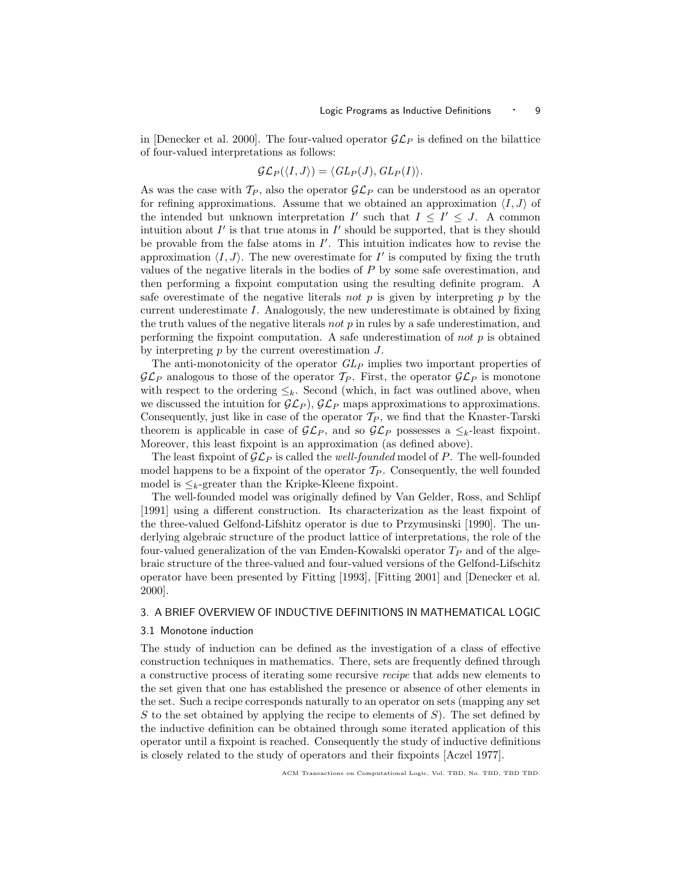in [Denecker et al. 2000]. The four-valued operator $\mathcal{GL}_P$ is defined on the bilattice of four-valued interpretations as follows:

$$\mathcal{GL}_P(\langle I, J\rangle) = \langle GL_P(J), GL_P(I)\rangle.$$

As was the case with $\mathcal{T}_P$, also the operator $\mathcal{GL}_P$ can be understood as an operator for refining approximations. Assume that we obtained an approximation $\langle I, J\rangle$ of the intended but unknown interpretation $I'$ such that $I \leq I' \leq J$. A common intuition about $I'$ is that true atoms in $I'$ should be supported, that is they should be provable from the false atoms in $I'$. This intuition indicates how to revise the approximation $\langle I, J\rangle$. The new overestimate for $I'$ is computed by fixing the truth values of the negative literals in the bodies of $P$ by some safe overestimation, and then performing a fixpoint computation using the resulting definite program. A safe overestimate of the negative literals *not* $p$ is given by interpreting $p$ by the current underestimate $I$. Analogously, the new underestimate is obtained by fixing the truth values of the negative literals *not* $p$ in rules by a safe underestimation, and performing the fixpoint computation. A safe underestimation of *not* $p$ is obtained by interpreting $p$ by the current overestimation $J$.

The anti-monotonicity of the operator $GL_P$ implies two important properties of $\mathcal{GL}_P$ analogous to those of the operator $\mathcal{T}_P$. First, the operator $\mathcal{GL}_P$ is monotone with respect to the ordering $\leq_k$. Second (which, in fact was outlined above, when we discussed the intuition for $\mathcal{GL}_P$), $\mathcal{GL}_P$ maps approximations to approximations. Consequently, just like in case of the operator $\mathcal{T}_P$, we find that the Knaster-Tarski theorem is applicable in case of $\mathcal{GL}_P$, and so $\mathcal{GL}_P$ possesses a $\leq_k$-least fixpoint. Moreover, this least fixpoint is an approximation (as defined above).

The least fixpoint of $\mathcal{GL}_P$ is called the *well-founded* model of $P$. The well-founded model happens to be a fixpoint of the operator $\mathcal{T}_P$. Consequently, the well founded model is $\leq_k$-greater than the Kripke-Kleene fixpoint.

The well-founded model was originally defined by Van Gelder, Ross, and Schlipf [1991] using a different construction. Its characterization as the least fixpoint of the three-valued Gelfond-Lifshitz operator is due to Przymusinski [1990]. The underlying algebraic structure of the product lattice of interpretations, the role of the four-valued generalization of the van Emden-Kowalski operator $T_P$ and of the algebraic structure of the three-valued and four-valued versions of the Gelfond-Lifschitz operator have been presented by Fitting [1993], [Fitting 2001] and [Denecker et al. 2000].

## 3. A BRIEF OVERVIEW OF INDUCTIVE DEFINITIONS IN MATHEMATICAL LOGIC

### 3.1 Monotone induction

The study of induction can be defined as the investigation of a class of effective construction techniques in mathematics. There, sets are frequently defined through a constructive process of iterating some recursive *recipe* that adds new elements to the set given that one has established the presence or absence of other elements in the set. Such a recipe corresponds naturally to an operator on sets (mapping any set $S$ to the set obtained by applying the recipe to elements of $S$). The set defined by the inductive definition can be obtained through some iterated application of this operator until a fixpoint is reached. Consequently the study of inductive definitions is closely related to the study of operators and their fixpoints [Aczel 1977].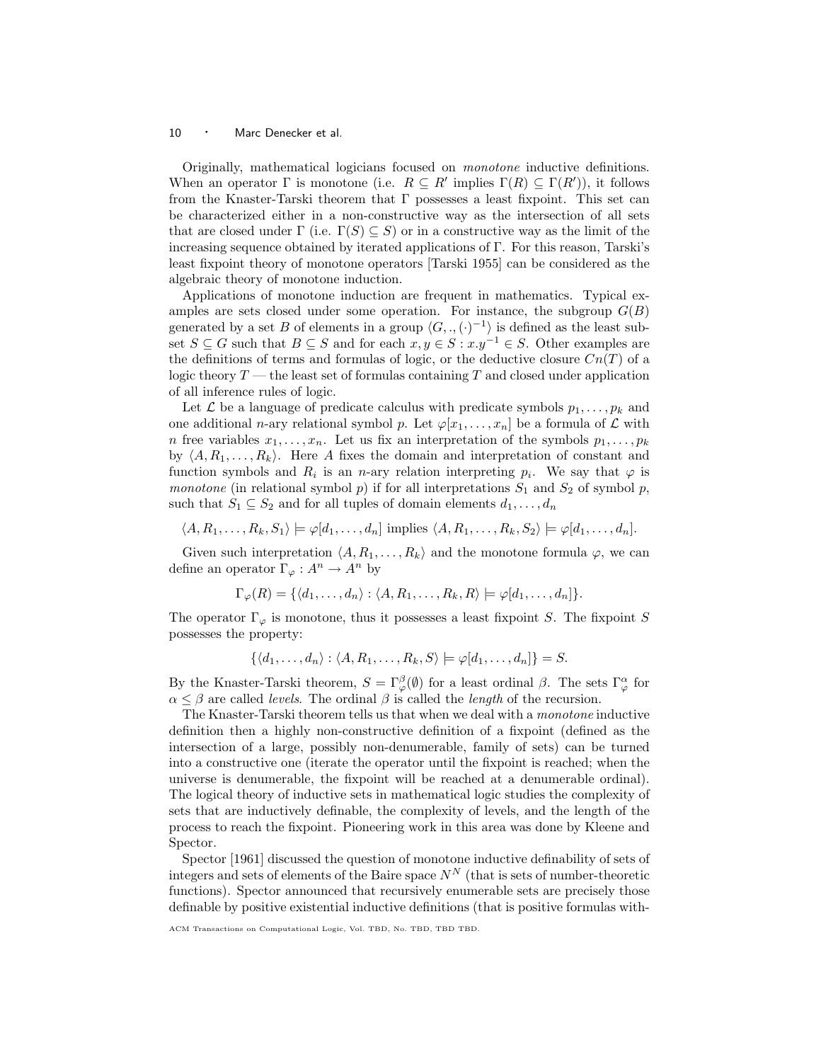Originally, mathematical logicians focused on *monotone* inductive definitions. When an operator $\Gamma$ is monotone (i.e. $R \subseteq R'$ implies $\Gamma(R) \subseteq \Gamma(R')$), it follows from the Knaster-Tarski theorem that $\Gamma$ possesses a least fixpoint. This set can be characterized either in a non-constructive way as the intersection of all sets that are closed under $\Gamma$ (i.e. $\Gamma(S) \subseteq S$) or in a constructive way as the limit of the increasing sequence obtained by iterated applications of $\Gamma$. For this reason, Tarski's least fixpoint theory of monotone operators [Tarski 1955] can be considered as the algebraic theory of monotone induction.

Applications of monotone induction are frequent in mathematics. Typical examples are sets closed under some operation. For instance, the subgroup $G(B)$ generated by a set $B$ of elements in a group $\langle G, ., (\cdot)^{-1}\rangle$ is defined as the least subset $S \subseteq G$ such that $B \subseteq S$ and for each $x, y \in S : x.y^{-1} \in S$. Other examples are the definitions of terms and formulas of logic, or the deductive closure $Cn(T)$ of a logic theory $T$ — the least set of formulas containing $T$ and closed under application of all inference rules of logic.

Let $\mathcal{L}$ be a language of predicate calculus with predicate symbols $p_1, \ldots, p_k$ and one additional $n$-ary relational symbol $p$. Let $\varphi[x_1, \ldots, x_n]$ be a formula of $\mathcal{L}$ with $n$ free variables $x_1, \ldots, x_n$. Let us fix an interpretation of the symbols $p_1, \ldots, p_k$ by $\langle A, R_1, \ldots, R_k\rangle$. Here $A$ fixes the domain and interpretation of constant and function symbols and $R_i$ is an $n$-ary relation interpreting $p_i$. We say that $\varphi$ is *monotone* (in relational symbol $p$) if for all interpretations $S_1$ and $S_2$ of symbol $p$, such that $S_1 \subseteq S_2$ and for all tuples of domain elements $d_1, \ldots, d_n$

$$\langle A, R_1, \ldots, R_k, S_1\rangle \models \varphi[d_1, \ldots, d_n] \text{ implies } \langle A, R_1, \ldots, R_k, S_2\rangle \models \varphi[d_1, \ldots, d_n].$$

Given such interpretation $\langle A, R_1, \ldots, R_k\rangle$ and the monotone formula $\varphi$, we can define an operator $\Gamma_\varphi : A^n \to A^n$ by

$$\Gamma_\varphi(R) = \{\langle d_1, \ldots, d_n\rangle : \langle A, R_1, \ldots, R_k, R\rangle \models \varphi[d_1, \ldots, d_n]\}.$$

The operator $\Gamma_\varphi$ is monotone, thus it possesses a least fixpoint $S$. The fixpoint $S$ possesses the property:

$$\{\langle d_1, \ldots, d_n\rangle : \langle A, R_1, \ldots, R_k, S\rangle \models \varphi[d_1, \ldots, d_n]\} = S.$$

By the Knaster-Tarski theorem, $S = \Gamma_\varphi^\beta(\emptyset)$ for a least ordinal $\beta$. The sets $\Gamma_\varphi^\alpha$ for $\alpha \leq \beta$ are called *levels*. The ordinal $\beta$ is called the *length* of the recursion.

The Knaster-Tarski theorem tells us that when we deal with a *monotone* inductive definition then a highly non-constructive definition of a fixpoint (defined as the intersection of a large, possibly non-denumerable, family of sets) can be turned into a constructive one (iterate the operator until the fixpoint is reached; when the universe is denumerable, the fixpoint will be reached at a denumerable ordinal). The logical theory of inductive sets in mathematical logic studies the complexity of sets that are inductively definable, the complexity of levels, and the length of the process to reach the fixpoint. Pioneering work in this area was done by Kleene and Spector.

Spector [1961] discussed the question of monotone inductive definability of sets of integers and sets of elements of the Baire space $N^N$ (that is sets of number-theoretic functions). Spector announced that recursively enumerable sets are precisely those definable by positive existential inductive definitions (that is positive formulas with-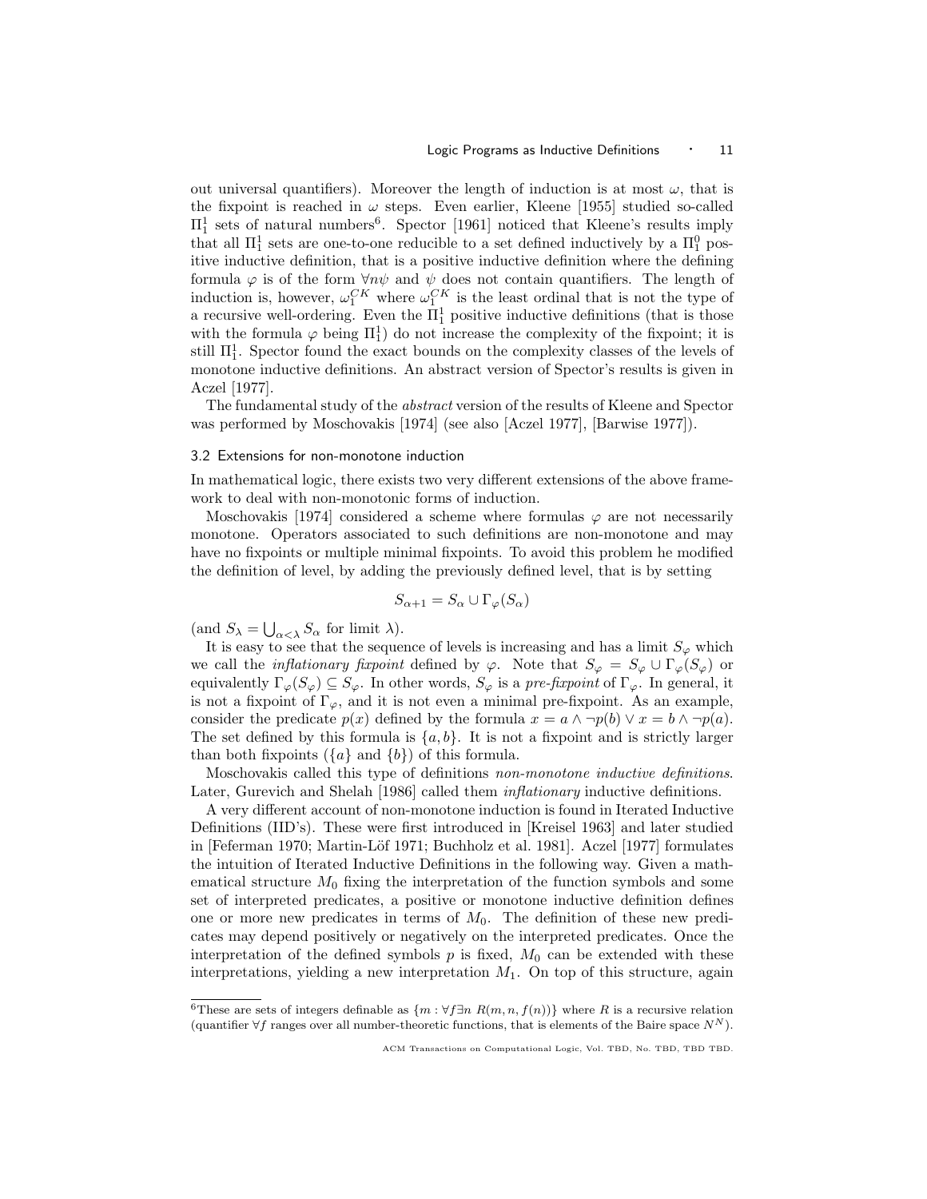out universal quantifiers). Moreover the length of induction is at most $\omega$, that is the fixpoint is reached in $\omega$ steps. Even earlier, Kleene [1955] studied so-called $\Pi^1_1$ sets of natural numbers[6]. Spector [1961] noticed that Kleene's results imply that all $\Pi^1_1$ sets are one-to-one reducible to a set defined inductively by a $\Pi^0_1$ positive inductive definition, that is a positive inductive definition where the defining formula $\varphi$ is of the form $\forall n \psi$ and $\psi$ does not contain quantifiers. The length of induction is, however, $\omega_1^{CK}$ where $\omega_1^{CK}$ is the least ordinal that is not the type of a recursive well-ordering. Even the $\Pi^1_1$ positive inductive definitions (that is those with the formula $\varphi$ being $\Pi^1_1$) do not increase the complexity of the fixpoint; it is still $\Pi^1_1$. Spector found the exact bounds on the complexity classes of the levels of monotone inductive definitions. An abstract version of Spector's results is given in Aczel [1977].

The fundamental study of the *abstract* version of the results of Kleene and Spector was performed by Moschovakis [1974] (see also [Aczel 1977], [Barwise 1977]).

### 3.2 Extensions for non-monotone induction

In mathematical logic, there exists two very different extensions of the above framework to deal with non-monotonic forms of induction.

Moschovakis [1974] considered a scheme where formulas $\varphi$ are not necessarily monotone. Operators associated to such definitions are non-monotone and may have no fixpoints or multiple minimal fixpoints. To avoid this problem he modified the definition of level, by adding the previously defined level, that is by setting

$$S_{\alpha+1} = S_\alpha \cup \Gamma_\varphi(S_\alpha)$$

(and $S_\lambda = \bigcup_{\alpha<\lambda} S_\alpha$ for limit $\lambda$).

It is easy to see that the sequence of levels is increasing and has a limit $S_\varphi$ which we call the *inflationary fixpoint* defined by $\varphi$. Note that $S_\varphi = S_\varphi \cup \Gamma_\varphi(S_\varphi)$ or equivalently $\Gamma_\varphi(S_\varphi) \subseteq S_\varphi$. In other words, $S_\varphi$ is a *pre-fixpoint* of $\Gamma_\varphi$. In general, it is not a fixpoint of $\Gamma_\varphi$, and it is not even a minimal pre-fixpoint. As an example, consider the predicate $p(x)$ defined by the formula $x = a \wedge \neg p(b) \vee x = b \wedge \neg p(a)$. The set defined by this formula is $\{a, b\}$. It is not a fixpoint and is strictly larger than both fixpoints ($\{a\}$ and $\{b\}$) of this formula.

Moschovakis called this type of definitions *non-monotone inductive definitions*. Later, Gurevich and Shelah [1986] called them *inflationary* inductive definitions.

A very different account of non-monotone induction is found in Iterated Inductive Definitions (IID's). These were first introduced in [Kreisel 1963] and later studied in [Feferman 1970; Martin-Löf 1971; Buchholz et al. 1981]. Aczel [1977] formulates the intuition of Iterated Inductive Definitions in the following way. Given a mathematical structure $M_0$ fixing the interpretation of the function symbols and some set of interpreted predicates, a positive or monotone inductive definition defines one or more new predicates in terms of $M_0$. The definition of these new predicates may depend positively or negatively on the interpreted predicates. Once the interpretation of the defined symbols $p$ is fixed, $M_0$ can be extended with these interpretations, yielding a new interpretation $M_1$. On top of this structure, again

---

[6] These are sets of integers definable as $\{m : \forall f \exists n \ R(m, n, f(n))\}$ where $R$ is a recursive relation (quantifier $\forall f$ ranges over all number-theoretic functions, that is elements of the Baire space $N^N$).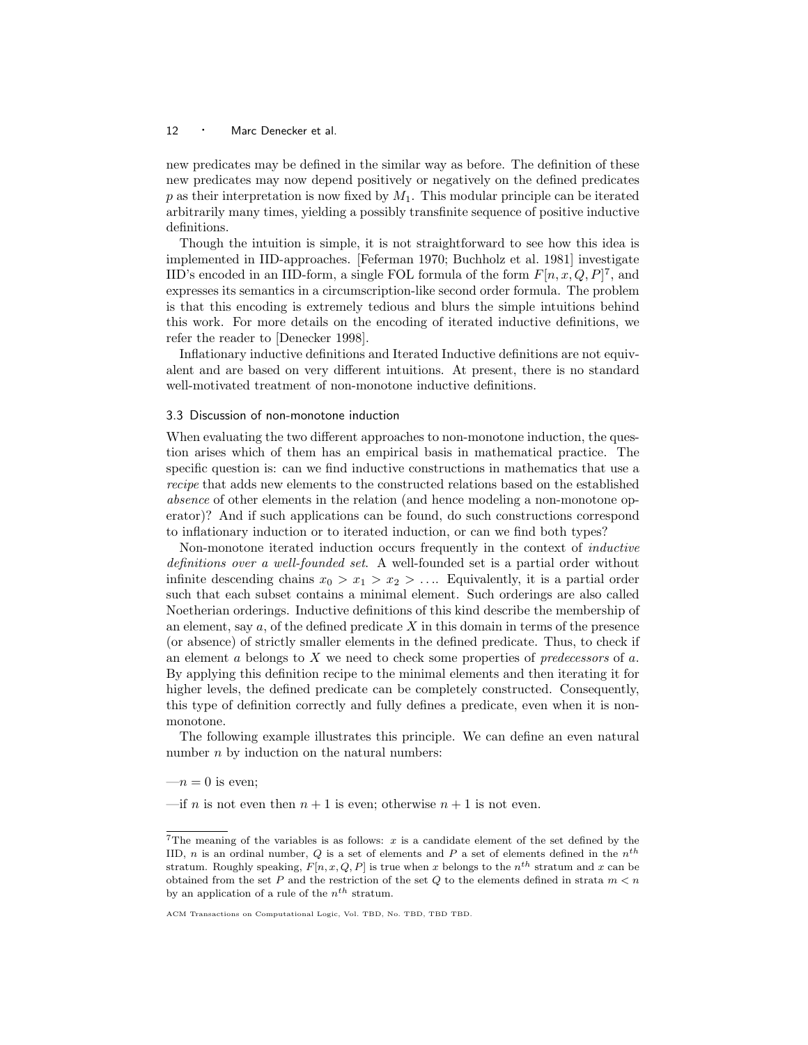new predicates may be defined in the similar way as before. The definition of these new predicates may now depend positively or negatively on the defined predicates $p$ as their interpretation is now fixed by $M_1$. This modular principle can be iterated arbitrarily many times, yielding a possibly transfinite sequence of positive inductive definitions.

Though the intuition is simple, it is not straightforward to see how this idea is implemented in IID-approaches. [Feferman 1970; Buchholz et al. 1981] investigate IID's encoded in an IID-form, a single FOL formula of the form $F[n, x, Q, P]$[7], and expresses its semantics in a circumscription-like second order formula. The problem is that this encoding is extremely tedious and blurs the simple intuitions behind this work. For more details on the encoding of iterated inductive definitions, we refer the reader to [Denecker 1998].

Inflationary inductive definitions and Iterated Inductive definitions are not equivalent and are based on very different intuitions. At present, there is no standard well-motivated treatment of non-monotone inductive definitions.

### 3.3 Discussion of non-monotone induction

When evaluating the two different approaches to non-monotone induction, the question arises which of them has an empirical basis in mathematical practice. The specific question is: can we find inductive constructions in mathematics that use a *recipe* that adds new elements to the constructed relations based on the established *absence* of other elements in the relation (and hence modeling a non-monotone operator)? And if such applications can be found, do such constructions correspond to inflationary induction or to iterated induction, or can we find both types?

Non-monotone iterated induction occurs frequently in the context of *inductive definitions over a well-founded set*. A well-founded set is a partial order without infinite descending chains $x_0 > x_1 > x_2 > \ldots$. Equivalently, it is a partial order such that each subset contains a minimal element. Such orderings are also called Noetherian orderings. Inductive definitions of this kind describe the membership of an element, say $a$, of the defined predicate $X$ in this domain in terms of the presence (or absence) of strictly smaller elements in the defined predicate. Thus, to check if an element $a$ belongs to $X$ we need to check some properties of *predecessors* of $a$. By applying this definition recipe to the minimal elements and then iterating it for higher levels, the defined predicate can be completely constructed. Consequently, this type of definition correctly and fully defines a predicate, even when it is non-monotone.

The following example illustrates this principle. We can define an even natural number $n$ by induction on the natural numbers:

—$n = 0$ is even;

—if $n$ is not even then $n + 1$ is even; otherwise $n + 1$ is not even.

---

[7]The meaning of the variables is as follows: $x$ is a candidate element of the set defined by the IID, $n$ is an ordinal number, $Q$ is a set of elements and $P$ a set of elements defined in the $n^{th}$ stratum. Roughly speaking, $F[n, x, Q, P]$ is true when $x$ belongs to the $n^{th}$ stratum and $x$ can be obtained from the set $P$ and the restriction of the set $Q$ to the elements defined in strata $m < n$ by an application of a rule of the $n^{th}$ stratum.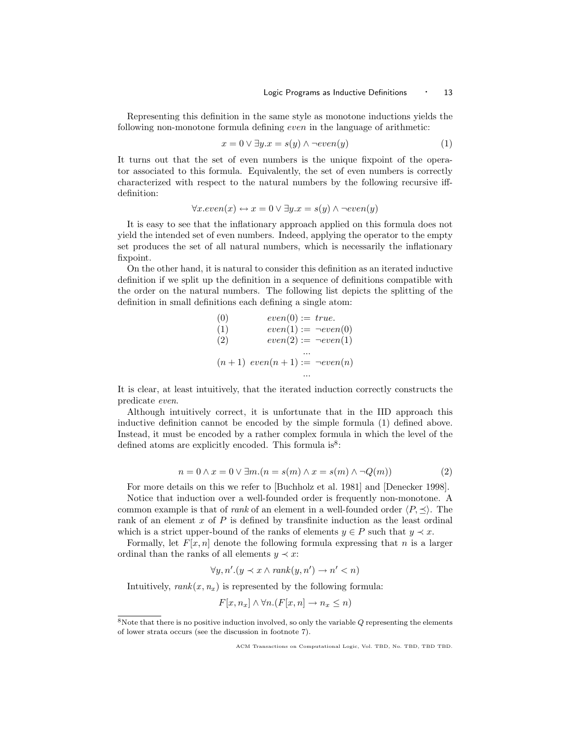Representing this definition in the same style as monotone inductions yields the following non-monotone formula defining *even* in the language of arithmetic:

$$x = 0 \lor \exists y. x = s(y) \land \neg even(y) \tag{1}$$

It turns out that the set of even numbers is the unique fixpoint of the operator associated to this formula. Equivalently, the set of even numbers is correctly characterized with respect to the natural numbers by the following recursive iff-definition:

$$\forall x. even(x) \leftrightarrow x = 0 \lor \exists y. x = s(y) \land \neg even(y)$$

It is easy to see that the inflationary approach applied on this formula does not yield the intended set of even numbers. Indeed, applying the operator to the empty set produces the set of all natural numbers, which is necessarily the inflationary fixpoint.

On the other hand, it is natural to consider this definition as an iterated inductive definition if we split up the definition in a sequence of definitions compatible with the order on the natural numbers. The following list depicts the splitting of the definition in small definitions each defining a single atom:

$$\begin{array}{ll} (0) & even(0) := true. \\ (1) & even(1) := \neg even(0) \\ (2) & even(2) := \neg even(1) \\ & \quad ... \\ (n+1) & even(n+1) := \neg even(n) \\ & \quad ... \end{array}$$

It is clear, at least intuitively, that the iterated induction correctly constructs the predicate *even*.

Although intuitively correct, it is unfortunate that in the IID approach this inductive definition cannot be encoded by the simple formula (1) defined above. Instead, it must be encoded by a rather complex formula in which the level of the defined atoms are explicitly encoded. This formula is[8]:

$$n = 0 \land x = 0 \lor \exists m. (n = s(m) \land x = s(m) \land \neg Q(m)) \tag{2}$$

For more details on this we refer to [Buchholz et al. 1981] and [Denecker 1998].

Notice that induction over a well-founded order is frequently non-monotone. A common example is that of *rank* of an element in a well-founded order $\langle P, \preceq \rangle$. The rank of an element $x$ of $P$ is defined by transfinite induction as the least ordinal which is a strict upper-bound of the ranks of elements $y \in P$ such that $y \prec x$.

Formally, let $F[x, n]$ denote the following formula expressing that $n$ is a larger ordinal than the ranks of all elements $y \prec x$:

$$\forall y, n'. (y \prec x \land rank(y, n') \rightarrow n' < n)$$

Intuitively, $rank(x, n_x)$ is represented by the following formula:

$$F[x, n_x] \land \forall n. (F[x, n] \rightarrow n_x \leq n)$$

[8] Note that there is no positive induction involved, so only the variable $Q$ representing the elements of lower strata occurs (see the discussion in footnote 7).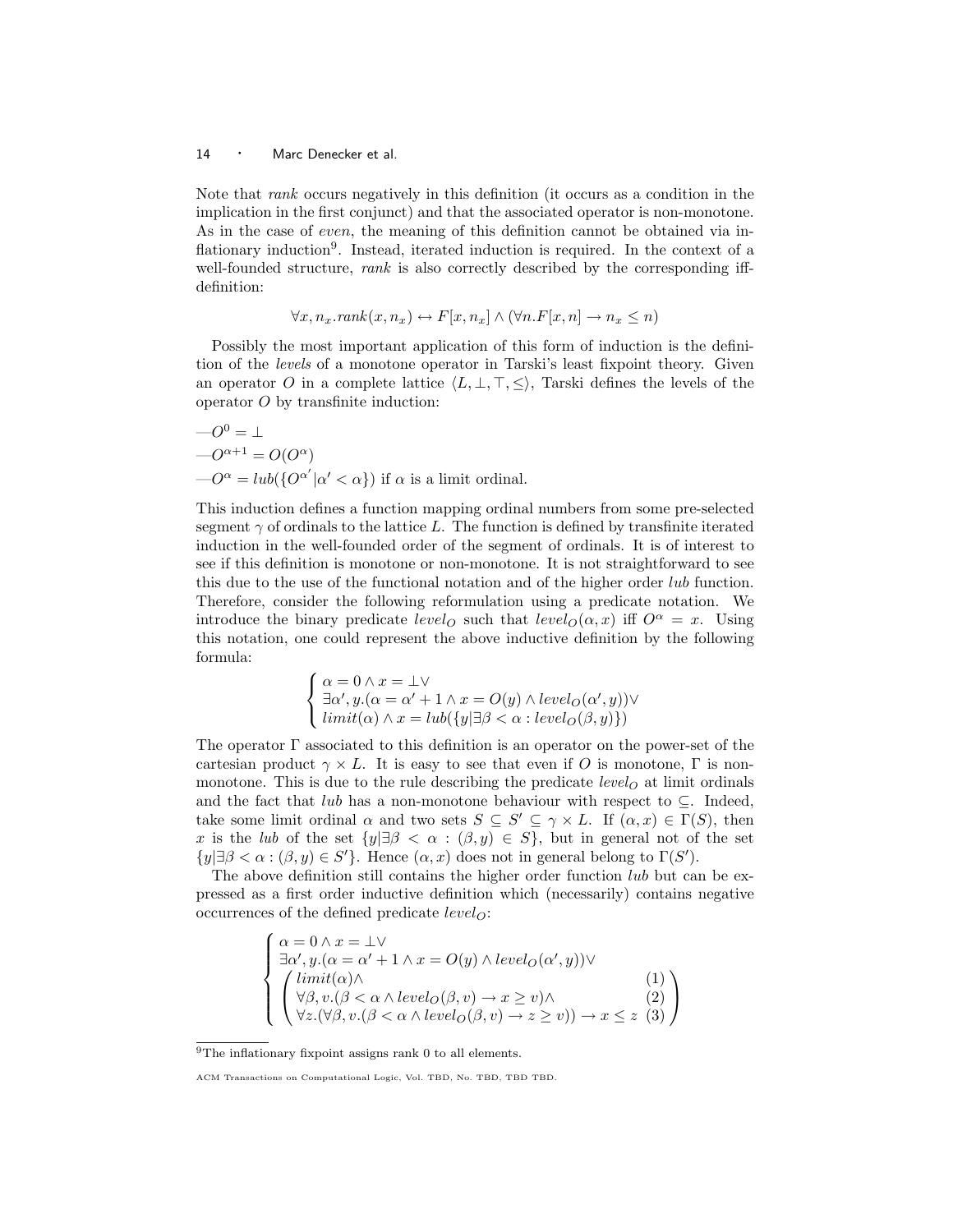Note that *rank* occurs negatively in this definition (it occurs as a condition in the implication in the first conjunct) and that the associated operator is non-monotone. As in the case of *even*, the meaning of this definition cannot be obtained via inflationary induction[9]. Instead, iterated induction is required. In the context of a well-founded structure, *rank* is also correctly described by the corresponding iff-definition:

$$\forall x, n_x. rank(x, n_x) \leftrightarrow F[x, n_x] \wedge (\forall n. F[x, n] \rightarrow n_x \leq n)$$

Possibly the most important application of this form of induction is the definition of the *levels* of a monotone operator in Tarski's least fixpoint theory. Given an operator $O$ in a complete lattice $\langle L, \bot, \top, \leq \rangle$, Tarski defines the levels of the operator $O$ by transfinite induction:

— $O^0 = \bot$
— $O^{\alpha+1} = O(O^\alpha)$
— $O^\alpha = lub(\{O^{\alpha'} | \alpha' < \alpha\})$ if $\alpha$ is a limit ordinal.

This induction defines a function mapping ordinal numbers from some pre-selected segment $\gamma$ of ordinals to the lattice $L$. The function is defined by transfinite iterated induction in the well-founded order of the segment of ordinals. It is of interest to see if this definition is monotone or non-monotone. It is not straightforward to see this due to the use of the functional notation and of the higher order *lub* function. Therefore, consider the following reformulation using a predicate notation. We introduce the binary predicate $level_O$ such that $level_O(\alpha, x)$ iff $O^\alpha = x$. Using this notation, one could represent the above inductive definition by the following formula:

$$\begin{cases} \alpha = 0 \wedge x = \bot \vee \\ \exists \alpha', y. (\alpha = \alpha' + 1 \wedge x = O(y) \wedge level_O(\alpha', y)) \vee \\ limit(\alpha) \wedge x = lub(\{y | \exists \beta < \alpha : level_O(\beta, y)\}) \end{cases}$$

The operator $\Gamma$ associated to this definition is an operator on the power-set of the cartesian product $\gamma \times L$. It is easy to see that even if $O$ is monotone, $\Gamma$ is non-monotone. This is due to the rule describing the predicate $level_O$ at limit ordinals and the fact that *lub* has a non-monotone behaviour with respect to $\subseteq$. Indeed, take some limit ordinal $\alpha$ and two sets $S \subseteq S' \subseteq \gamma \times L$. If $(\alpha, x) \in \Gamma(S)$, then $x$ is the *lub* of the set $\{y | \exists \beta < \alpha : (\beta, y) \in S\}$, but in general not of the set $\{y | \exists \beta < \alpha : (\beta, y) \in S'\}$. Hence $(\alpha, x)$ does not in general belong to $\Gamma(S')$.

The above definition still contains the higher order function *lub* but can be expressed as a first order inductive definition which (necessarily) contains negative occurrences of the defined predicate $level_O$:

$$\begin{cases} \alpha = 0 \wedge x = \bot \vee \\ \exists \alpha', y. (\alpha = \alpha' + 1 \wedge x = O(y) \wedge level_O(\alpha', y)) \vee \\ \begin{pmatrix} limit(\alpha) \wedge & (1) \\ \forall \beta, v. (\beta < \alpha \wedge level_O(\beta, v) \rightarrow x \geq v) \wedge & (2) \\ \forall z. (\forall \beta, v. (\beta < \alpha \wedge level_O(\beta, v) \rightarrow z \geq v)) \rightarrow x \leq z & (3) \end{pmatrix} \end{cases}$$

[9] The inflationary fixpoint assigns rank 0 to all elements.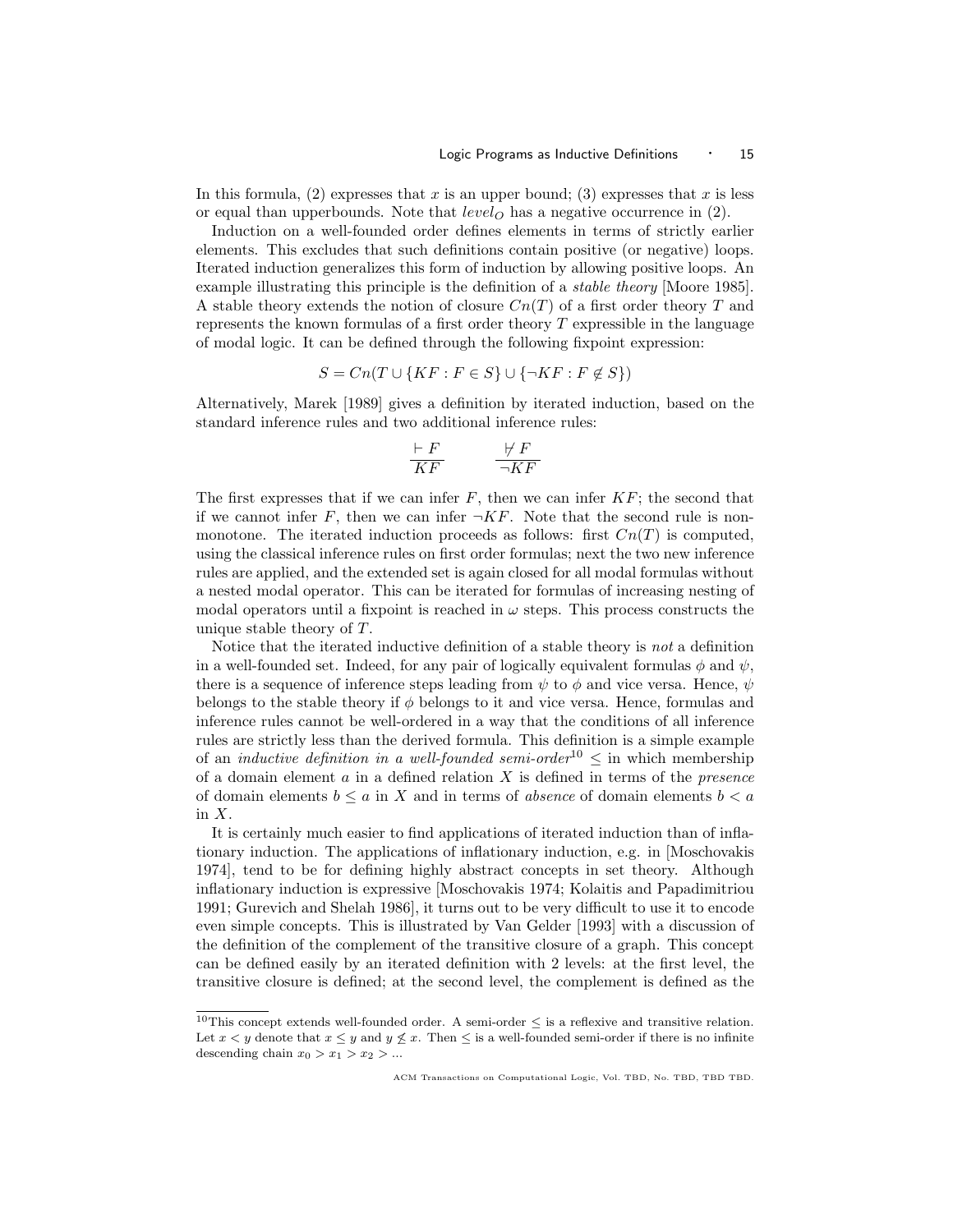In this formula, (2) expresses that $x$ is an upper bound; (3) expresses that $x$ is less or equal than upperbounds. Note that $level_O$ has a negative occurrence in (2).

Induction on a well-founded order defines elements in terms of strictly earlier elements. This excludes that such definitions contain positive (or negative) loops. Iterated induction generalizes this form of induction by allowing positive loops. An example illustrating this principle is the definition of a *stable theory* [Moore 1985]. A stable theory extends the notion of closure $Cn(T)$ of a first order theory $T$ and represents the known formulas of a first order theory $T$ expressible in the language of modal logic. It can be defined through the following fixpoint expression:

$$S = Cn(T \cup \{KF : F \in S\} \cup \{\neg KF : F \notin S\})$$

Alternatively, Marek [1989] gives a definition by iterated induction, based on the standard inference rules and two additional inference rules:

$$\frac{\vdash F}{KF} \qquad \frac{\not\vdash F}{\neg KF}$$

The first expresses that if we can infer $F$, then we can infer $KF$; the second that if we cannot infer $F$, then we can infer $\neg KF$. Note that the second rule is non-monotone. The iterated induction proceeds as follows: first $Cn(T)$ is computed, using the classical inference rules on first order formulas; next the two new inference rules are applied, and the extended set is again closed for all modal formulas without a nested modal operator. This can be iterated for formulas of increasing nesting of modal operators until a fixpoint is reached in $\omega$ steps. This process constructs the unique stable theory of $T$.

Notice that the iterated inductive definition of a stable theory is *not* a definition in a well-founded set. Indeed, for any pair of logically equivalent formulas $\phi$ and $\psi$, there is a sequence of inference steps leading from $\psi$ to $\phi$ and vice versa. Hence, $\psi$ belongs to the stable theory if $\phi$ belongs to it and vice versa. Hence, formulas and inference rules cannot be well-ordered in a way that the conditions of all inference rules are strictly less than the derived formula. This definition is a simple example of an *inductive definition in a well-founded semi-order*[10] $\leq$ in which membership of a domain element $a$ in a defined relation $X$ is defined in terms of the *presence* of domain elements $b \leq a$ in $X$ and in terms of *absence* of domain elements $b < a$ in $X$.

It is certainly much easier to find applications of iterated induction than of inflationary induction. The applications of inflationary induction, e.g. in [Moschovakis 1974], tend to be for defining highly abstract concepts in set theory. Although inflationary induction is expressive [Moschovakis 1974; Kolaitis and Papadimitriou 1991; Gurevich and Shelah 1986], it turns out to be very difficult to use it to encode even simple concepts. This is illustrated by Van Gelder [1993] with a discussion of the definition of the complement of the transitive closure of a graph. This concept can be defined easily by an iterated definition with 2 levels: at the first level, the transitive closure is defined; at the second level, the complement is defined as the

[10] This concept extends well-founded order. A semi-order $\leq$ is a reflexive and transitive relation. Let $x < y$ denote that $x \leq y$ and $y \not\leq x$. Then $\leq$ is a well-founded semi-order if there is no infinite descending chain $x_0 > x_1 > x_2 > ...$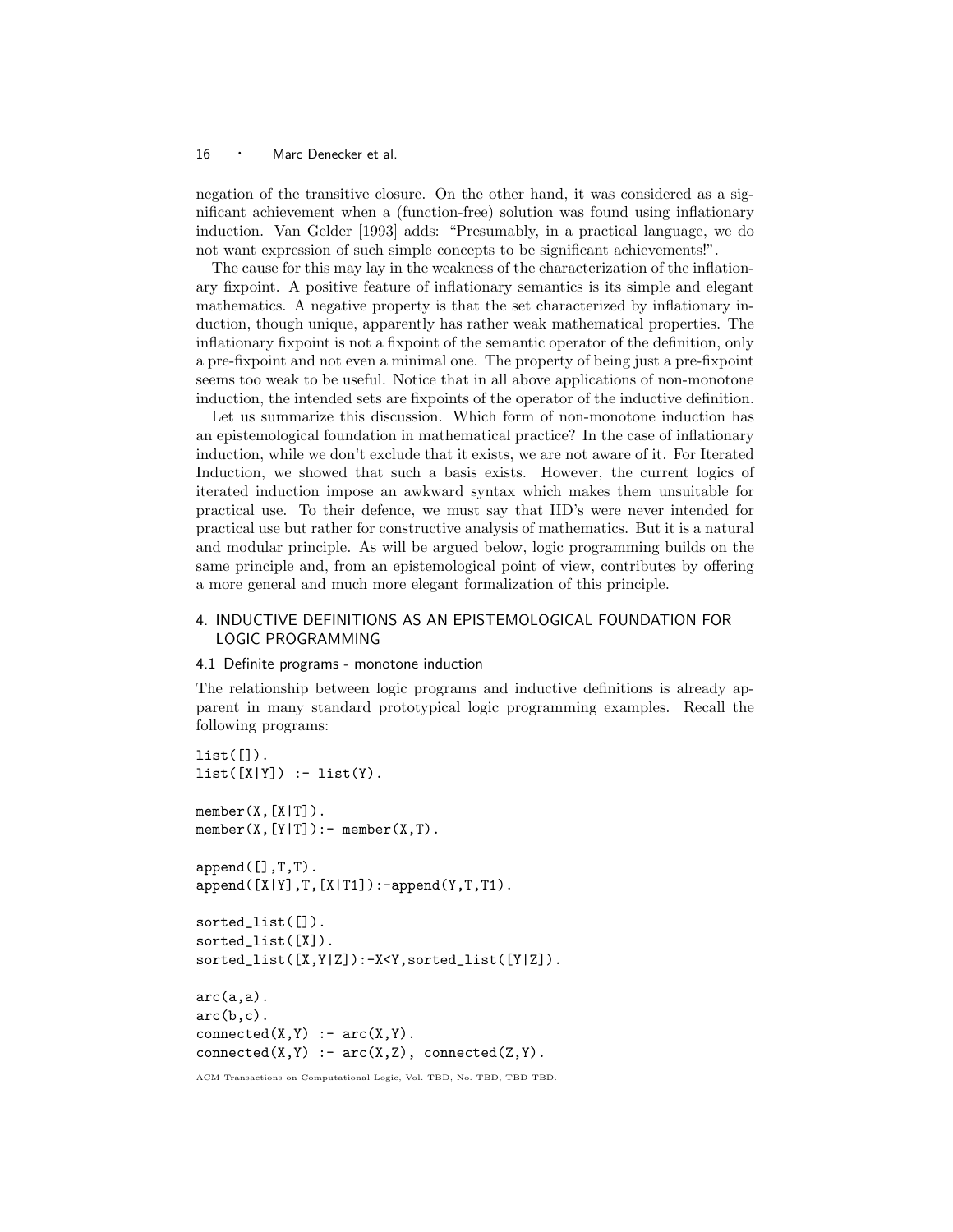negation of the transitive closure. On the other hand, it was considered as a significant achievement when a (function-free) solution was found using inflationary induction. Van Gelder [1993] adds: "Presumably, in a practical language, we do not want expression of such simple concepts to be significant achievements!".

The cause for this may lay in the weakness of the characterization of the inflationary fixpoint. A positive feature of inflationary semantics is its simple and elegant mathematics. A negative property is that the set characterized by inflationary induction, though unique, apparently has rather weak mathematical properties. The inflationary fixpoint is not a fixpoint of the semantic operator of the definition, only a pre-fixpoint and not even a minimal one. The property of being just a pre-fixpoint seems too weak to be useful. Notice that in all above applications of non-monotone induction, the intended sets are fixpoints of the operator of the inductive definition.

Let us summarize this discussion. Which form of non-monotone induction has an epistemological foundation in mathematical practice? In the case of inflationary induction, while we don't exclude that it exists, we are not aware of it. For Iterated Induction, we showed that such a basis exists. However, the current logics of iterated induction impose an awkward syntax which makes them unsuitable for practical use. To their defence, we must say that IID's were never intended for practical use but rather for constructive analysis of mathematics. But it is a natural and modular principle. As will be argued below, logic programming builds on the same principle and, from an epistemological point of view, contributes by offering a more general and much more elegant formalization of this principle.

## 4. INDUCTIVE DEFINITIONS AS AN EPISTEMOLOGICAL FOUNDATION FOR LOGIC PROGRAMMING

### 4.1 Definite programs - monotone induction

The relationship between logic programs and inductive definitions is already apparent in many standard prototypical logic programming examples. Recall the following programs:

```
list([]).
list([X|Y]) :- list(Y).

member(X,[X|T]).
member(X,[Y|T]):- member(X,T).

append([],T,T).
append([X|Y],T,[X|T1]):-append(Y,T,T1).

sorted_list([]).
sorted_list([X]).
sorted_list([X,Y|Z]):-X<Y,sorted_list([Y|Z]).

arc(a,a).
arc(b,c).
connected(X,Y) :- arc(X,Y).
connected(X,Y) :- arc(X,Z), connected(Z,Y).
```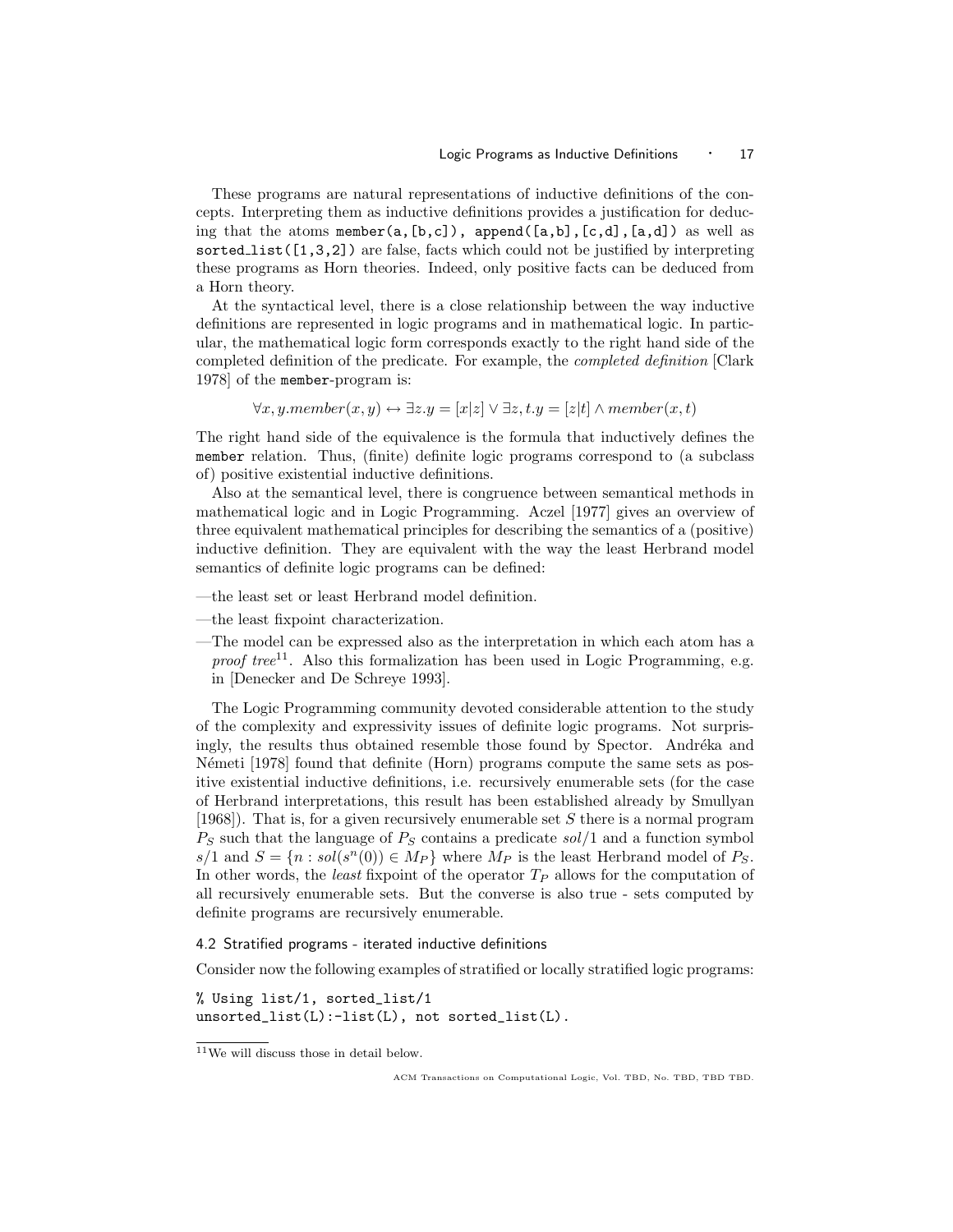These programs are natural representations of inductive definitions of the concepts. Interpreting them as inductive definitions provides a justification for deducing that the atoms `member(a,[b,c])`, `append([a,b],[c,d],[a,d])` as well as `sorted_list([1,3,2])` are false, facts which could not be justified by interpreting these programs as Horn theories. Indeed, only positive facts can be deduced from a Horn theory.

At the syntactical level, there is a close relationship between the way inductive definitions are represented in logic programs and in mathematical logic. In particular, the mathematical logic form corresponds exactly to the right hand side of the completed definition of the predicate. For example, the *completed definition* [Clark 1978] of the `member`-program is:

$$\forall x, y.member(x, y) \leftrightarrow \exists z.y = [x|z] \vee \exists z, t.y = [z|t] \wedge member(x, t)$$

The right hand side of the equivalence is the formula that inductively defines the `member` relation. Thus, (finite) definite logic programs correspond to (a subclass of) positive existential inductive definitions.

Also at the semantical level, there is congruence between semantical methods in mathematical logic and in Logic Programming. Aczel [1977] gives an overview of three equivalent mathematical principles for describing the semantics of a (positive) inductive definition. They are equivalent with the way the least Herbrand model semantics of definite logic programs can be defined:

—the least set or least Herbrand model definition.

—the least fixpoint characterization.

—The model can be expressed also as the interpretation in which each atom has a *proof tree*[11]. Also this formalization has been used in Logic Programming, e.g. in [Denecker and De Schreye 1993].

The Logic Programming community devoted considerable attention to the study of the complexity and expressivity issues of definite logic programs. Not surprisingly, the results thus obtained resemble those found by Spector. Andréka and Németi [1978] found that definite (Horn) programs compute the same sets as positive existential inductive definitions, i.e. recursively enumerable sets (for the case of Herbrand interpretations, this result has been established already by Smullyan [1968]). That is, for a given recursively enumerable set $S$ there is a normal program $P_S$ such that the language of $P_S$ contains a predicate $sol/1$ and a function symbol $s/1$ and $S = \{n : sol(s^n(0)) \in M_P\}$ where $M_P$ is the least Herbrand model of $P_S$. In other words, the *least* fixpoint of the operator $T_P$ allows for the computation of all recursively enumerable sets. But the converse is also true - sets computed by definite programs are recursively enumerable.

### 4.2 Stratified programs - iterated inductive definitions

Consider now the following examples of stratified or locally stratified logic programs:

```
% Using list/1, sorted_list/1
unsorted_list(L):-list(L), not sorted_list(L).
```

[11] We will discuss those in detail below.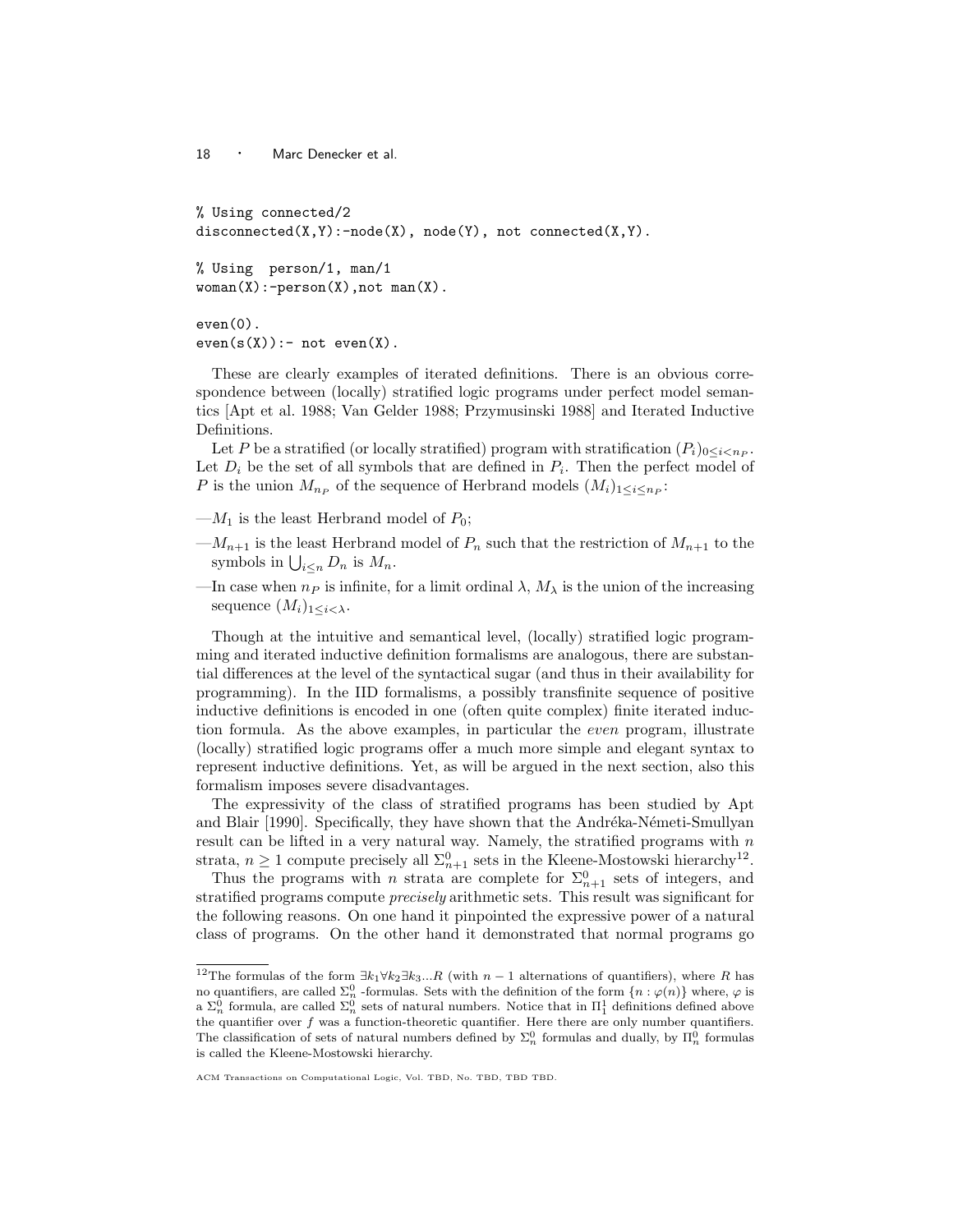```
% Using connected/2
disconnected(X,Y):-node(X), node(Y), not connected(X,Y).

% Using  person/1, man/1
woman(X):-person(X),not man(X).

even(0).
even(s(X)):- not even(X).
```

These are clearly examples of iterated definitions. There is an obvious correspondence between (locally) stratified logic programs under perfect model semantics [Apt et al. 1988; Van Gelder 1988; Przymusinski 1988] and Iterated Inductive Definitions.

Let $P$ be a stratified (or locally stratified) program with stratification $(P_i)_{0 \le i < n_P}$. Let $D_i$ be the set of all symbols that are defined in $P_i$. Then the perfect model of $P$ is the union $M_{n_P}$ of the sequence of Herbrand models $(M_i)_{1 \le i \le n_P}$:

—$M_1$ is the least Herbrand model of $P_0$;

—$M_{n+1}$ is the least Herbrand model of $P_n$ such that the restriction of $M_{n+1}$ to the symbols in $\bigcup_{i \le n} D_n$ is $M_n$.

—In case when $n_P$ is infinite, for a limit ordinal $\lambda$, $M_\lambda$ is the union of the increasing sequence $(M_i)_{1 \le i < \lambda}$.

Though at the intuitive and semantical level, (locally) stratified logic programming and iterated inductive definition formalisms are analogous, there are substantial differences at the level of the syntactical sugar (and thus in their availability for programming). In the IID formalisms, a possibly transfinite sequence of positive inductive definitions is encoded in one (often quite complex) finite iterated induction formula. As the above examples, in particular the *even* program, illustrate (locally) stratified logic programs offer a much more simple and elegant syntax to represent inductive definitions. Yet, as will be argued in the next section, also this formalism imposes severe disadvantages.

The expressivity of the class of stratified programs has been studied by Apt and Blair [1990]. Specifically, they have shown that the Andréka-Németi-Smullyan result can be lifted in a very natural way. Namely, the stratified programs with $n$ strata, $n \geq 1$ compute precisely all $\Sigma^0_{n+1}$ sets in the Kleene-Mostowski hierarchy[12].

Thus the programs with $n$ strata are complete for $\Sigma^0_{n+1}$ sets of integers, and stratified programs compute *precisely* arithmetic sets. This result was significant for the following reasons. On one hand it pinpointed the expressive power of a natural class of programs. On the other hand it demonstrated that normal programs go

[12] The formulas of the form $\exists k_1 \forall k_2 \exists k_3 ... R$ (with $n-1$ alternations of quantifiers), where $R$ has no quantifiers, are called $\Sigma^0_n$ -formulas. Sets with the definition of the form $\{n : \varphi(n)\}$ where, $\varphi$ is a $\Sigma^0_n$ formula, are called $\Sigma^0_n$ sets of natural numbers. Notice that in $\Pi^1_1$ definitions defined above the quantifier over $f$ was a function-theoretic quantifier. Here there are only number quantifiers. The classification of sets of natural numbers defined by $\Sigma^0_n$ formulas and dually, by $\Pi^0_n$ formulas is called the Kleene-Mostowski hierarchy.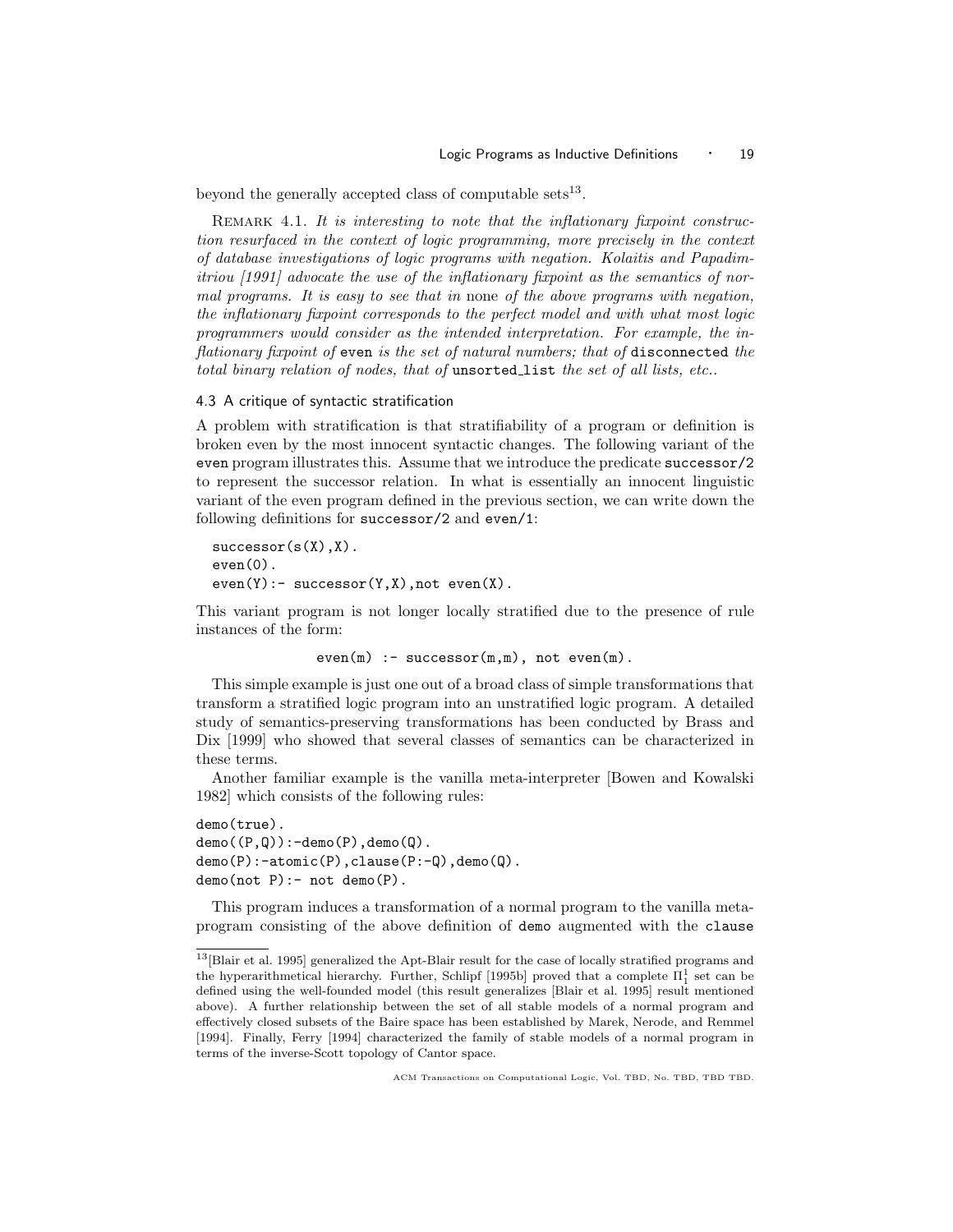beyond the generally accepted class of computable sets[13].

REMARK 4.1. *It is interesting to note that the inflationary fixpoint construction resurfaced in the context of logic programming, more precisely in the context of database investigations of logic programs with negation. Kolaitis and Papadimitriou [1991] advocate the use of the inflationary fixpoint as the semantics of normal programs. It is easy to see that in* none *of the above programs with negation, the inflationary fixpoint corresponds to the perfect model and with what most logic programmers would consider as the intended interpretation. For example, the inflationary fixpoint of* `even` *is the set of natural numbers; that of* `disconnected` *the total binary relation of nodes, that of* `unsorted_list` *the set of all lists, etc..*

### 4.3 A critique of syntactic stratification

A problem with stratification is that stratifiability of a program or definition is broken even by the most innocent syntactic changes. The following variant of the `even` program illustrates this. Assume that we introduce the predicate `successor/2` to represent the successor relation. In what is essentially an innocent linguistic variant of the even program defined in the previous section, we can write down the following definitions for `successor/2` and `even/1`:

```
successor(s(X),X).
even(0).
even(Y):- successor(Y,X),not even(X).
```

This variant program is not longer locally stratified due to the presence of rule instances of the form:

```
even(m) :- successor(m,m), not even(m).
```

This simple example is just one out of a broad class of simple transformations that transform a stratified logic program into an unstratified logic program. A detailed study of semantics-preserving transformations has been conducted by Brass and Dix [1999] who showed that several classes of semantics can be characterized in these terms.

Another familiar example is the vanilla meta-interpreter [Bowen and Kowalski 1982] which consists of the following rules:

```
demo(true).
demo((P,Q)):-demo(P),demo(Q).
demo(P):-atomic(P),clause(P:-Q),demo(Q).
demo(not P):- not demo(P).
```

This program induces a transformation of a normal program to the vanilla meta-program consisting of the above definition of `demo` augmented with the `clause`

[13][Blair et al. 1995] generalized the Apt-Blair result for the case of locally stratified programs and the hyperarithmetical hierarchy. Further, Schlipf [1995b] proved that a complete $\Pi^1_1$ set can be defined using the well-founded model (this result generalizes [Blair et al. 1995] result mentioned above). A further relationship between the set of all stable models of a normal program and effectively closed subsets of the Baire space has been established by Marek, Nerode, and Remmel [1994]. Finally, Ferry [1994] characterized the family of stable models of a normal program in terms of the inverse-Scott topology of Cantor space.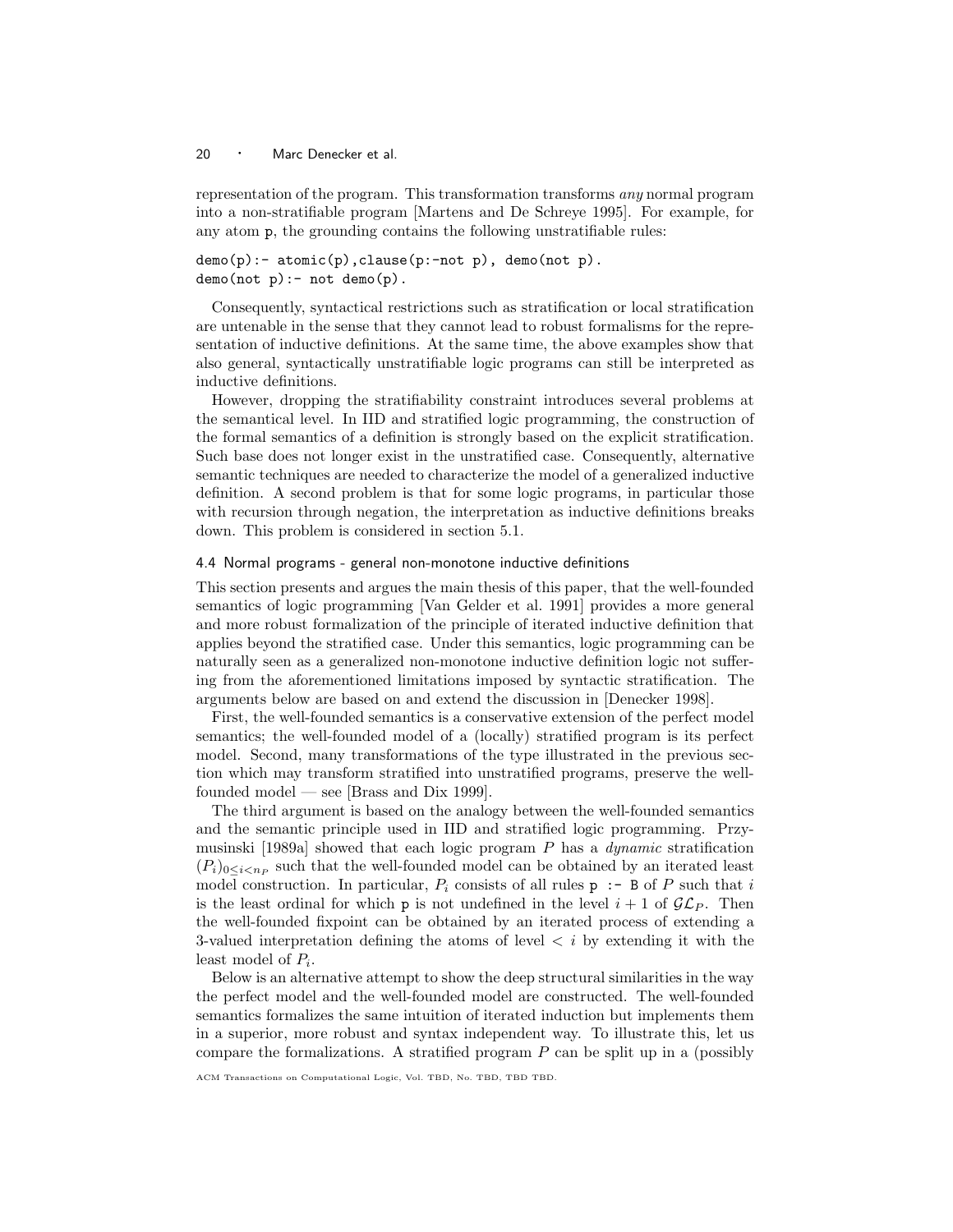representation of the program. This transformation transforms *any* normal program into a non-stratifiable program [Martens and De Schreye 1995]. For example, for any atom p, the grounding contains the following unstratifiable rules:

```
demo(p):- atomic(p),clause(p:-not p), demo(not p).
demo(not p):- not demo(p).
```

Consequently, syntactical restrictions such as stratification or local stratification are untenable in the sense that they cannot lead to robust formalisms for the representation of inductive definitions. At the same time, the above examples show that also general, syntactically unstratifiable logic programs can still be interpreted as inductive definitions.

However, dropping the stratifiability constraint introduces several problems at the semantical level. In IID and stratified logic programming, the construction of the formal semantics of a definition is strongly based on the explicit stratification. Such base does not longer exist in the unstratified case. Consequently, alternative semantic techniques are needed to characterize the model of a generalized inductive definition. A second problem is that for some logic programs, in particular those with recursion through negation, the interpretation as inductive definitions breaks down. This problem is considered in section 5.1.

### 4.4 Normal programs - general non-monotone inductive definitions

This section presents and argues the main thesis of this paper, that the well-founded semantics of logic programming [Van Gelder et al. 1991] provides a more general and more robust formalization of the principle of iterated inductive definition that applies beyond the stratified case. Under this semantics, logic programming can be naturally seen as a generalized non-monotone inductive definition logic not suffering from the aforementioned limitations imposed by syntactic stratification. The arguments below are based on and extend the discussion in [Denecker 1998].

First, the well-founded semantics is a conservative extension of the perfect model semantics; the well-founded model of a (locally) stratified program is its perfect model. Second, many transformations of the type illustrated in the previous section which may transform stratified into unstratified programs, preserve the well-founded model — see [Brass and Dix 1999].

The third argument is based on the analogy between the well-founded semantics and the semantic principle used in IID and stratified logic programming. Przymusinski [1989a] showed that each logic program $P$ has a *dynamic* stratification $(P_i)_{0 \leq i < n_P}$ such that the well-founded model can be obtained by an iterated least model construction. In particular, $P_i$ consists of all rules `p :- B` of $P$ such that $i$ is the least ordinal for which p is not undefined in the level $i+1$ of $\mathcal{GL}_P$. Then the well-founded fixpoint can be obtained by an iterated process of extending a 3-valued interpretation defining the atoms of level $< i$ by extending it with the least model of $P_i$.

Below is an alternative attempt to show the deep structural similarities in the way the perfect model and the well-founded model are constructed. The well-founded semantics formalizes the same intuition of iterated induction but implements them in a superior, more robust and syntax independent way. To illustrate this, let us compare the formalizations. A stratified program $P$ can be split up in a (possibly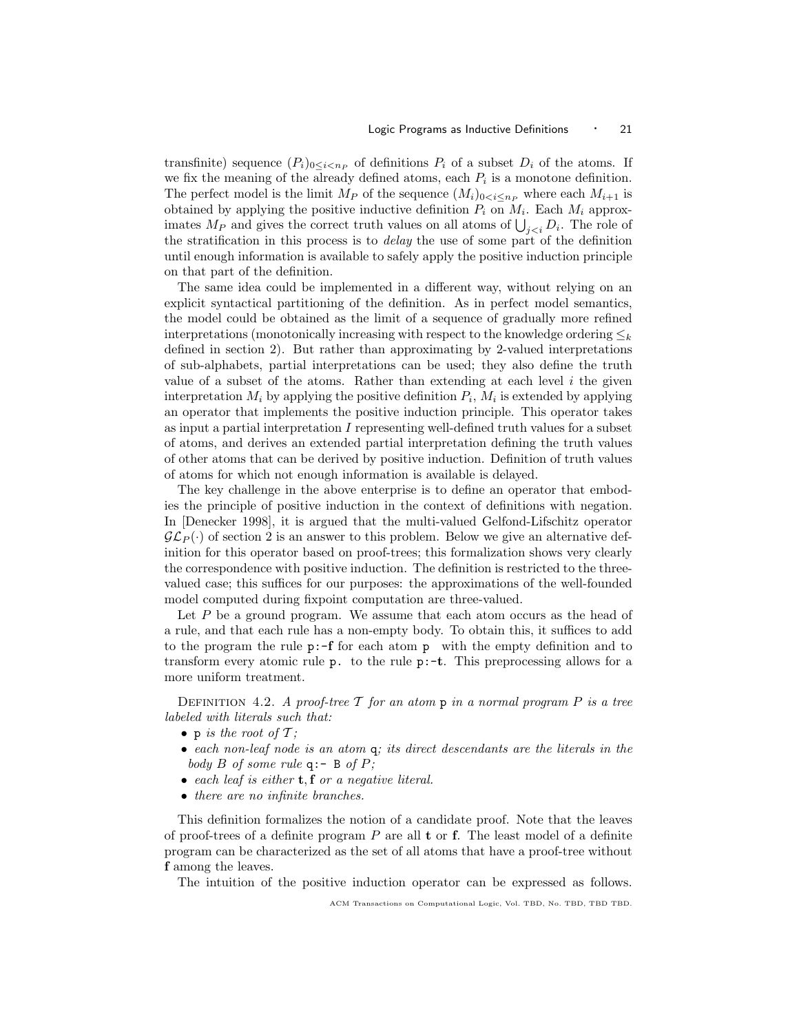transfinite) sequence $(P_i)_{0 \leq i < n_P}$ of definitions $P_i$ of a subset $D_i$ of the atoms. If we fix the meaning of the already defined atoms, each $P_i$ is a monotone definition. The perfect model is the limit $M_P$ of the sequence $(M_i)_{0<i \leq n_P}$ where each $M_{i+1}$ is obtained by applying the positive inductive definition $P_i$ on $M_i$. Each $M_i$ approximates $M_P$ and gives the correct truth values on all atoms of $\bigcup_{j<i} D_i$. The role of the stratification in this process is to *delay* the use of some part of the definition until enough information is available to safely apply the positive induction principle on that part of the definition.

The same idea could be implemented in a different way, without relying on an explicit syntactical partitioning of the definition. As in perfect model semantics, the model could be obtained as the limit of a sequence of gradually more refined interpretations (monotonically increasing with respect to the knowledge ordering $\leq_k$ defined in section 2). But rather than approximating by 2-valued interpretations of sub-alphabets, partial interpretations can be used; they also define the truth value of a subset of the atoms. Rather than extending at each level $i$ the given interpretation $M_i$ by applying the positive definition $P_i$, $M_i$ is extended by applying an operator that implements the positive induction principle. This operator takes as input a partial interpretation $I$ representing well-defined truth values for a subset of atoms, and derives an extended partial interpretation defining the truth values of other atoms that can be derived by positive induction. Definition of truth values of atoms for which not enough information is available is delayed.

The key challenge in the above enterprise is to define an operator that embodies the principle of positive induction in the context of definitions with negation. In [Denecker 1998], it is argued that the multi-valued Gelfond-Lifschitz operator $\mathcal{GL}_P(\cdot)$ of section 2 is an answer to this problem. Below we give an alternative definition for this operator based on proof-trees; this formalization shows very clearly the correspondence with positive induction. The definition is restricted to the three-valued case; this suffices for our purposes: the approximations of the well-founded model computed during fixpoint computation are three-valued.

Let $P$ be a ground program. We assume that each atom occurs as the head of a rule, and that each rule has a non-empty body. To obtain this, it suffices to add to the program the rule `p:-f` for each atom `p` with the empty definition and to transform every atomic rule `p.` to the rule `p:-t`. This preprocessing allows for a more uniform treatment.

Definition 4.2. *A proof-tree $\mathcal{T}$ for an atom* `p` *in a normal program $P$ is a tree labeled with literals such that:*

- `p` *is the root of $\mathcal{T}$;*
- *each non-leaf node is an atom* `q`*; its direct descendants are the literals in the body $B$ of some rule* `q:- B` *of $P$;*
- *each leaf is either* **t**, **f** *or a negative literal.*
- *there are no infinite branches.*

This definition formalizes the notion of a candidate proof. Note that the leaves of proof-trees of a definite program $P$ are all **t** or **f**. The least model of a definite program can be characterized as the set of all atoms that have a proof-tree without **f** among the leaves.

The intuition of the positive induction operator can be expressed as follows.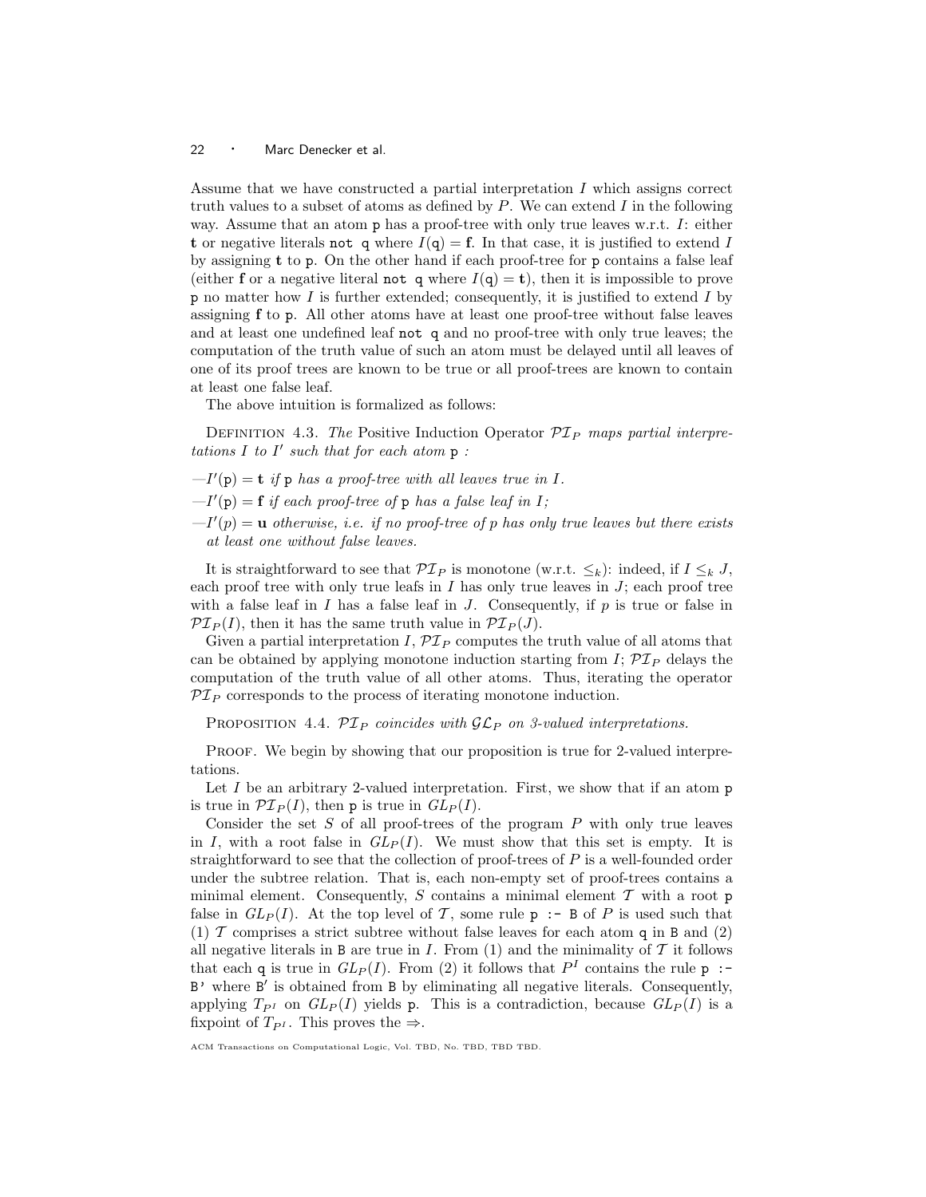Assume that we have constructed a partial interpretation $I$ which assigns correct truth values to a subset of atoms as defined by $P$. We can extend $I$ in the following way. Assume that an atom `p` has a proof-tree with only true leaves w.r.t. $I$: either $\mathbf{t}$ or negative literals `not q` where $I(\mathtt{q}) = \mathbf{f}$. In that case, it is justified to extend $I$ by assigning $\mathbf{t}$ to `p`. On the other hand if each proof-tree for `p` contains a false leaf (either $\mathbf{f}$ or a negative literal `not q` where $I(\mathtt{q}) = \mathbf{t}$), then it is impossible to prove `p` no matter how $I$ is further extended; consequently, it is justified to extend $I$ by assigning $\mathbf{f}$ to `p`. All other atoms have at least one proof-tree without false leaves and at least one undefined leaf `not q` and no proof-tree with only true leaves; the computation of the truth value of such an atom must be delayed until all leaves of one of its proof trees are known to be true or all proof-trees are known to contain at least one false leaf.

The above intuition is formalized as follows:

Definition 4.3. *The* Positive Induction Operator $\mathcal{PI}_P$ *maps partial interpretations $I$ to $I'$ such that for each atom* `p` *:*

—$I'(\mathtt{p}) = \mathbf{t}$ *if* `p` *has a proof-tree with all leaves true in $I$.*

—$I'(\mathtt{p}) = \mathbf{f}$ *if each proof-tree of* `p` *has a false leaf in $I$;*

—$I'(p) = \mathbf{u}$ *otherwise, i.e. if no proof-tree of $p$ has only true leaves but there exists at least one without false leaves.*

It is straightforward to see that $\mathcal{PI}_P$ is monotone (w.r.t. $\leq_k$): indeed, if $I \leq_k J$, each proof tree with only true leafs in $I$ has only true leaves in $J$; each proof tree with a false leaf in $I$ has a false leaf in $J$. Consequently, if $p$ is true or false in $\mathcal{PI}_P(I)$, then it has the same truth value in $\mathcal{PI}_P(J)$.

Given a partial interpretation $I$, $\mathcal{PI}_P$ computes the truth value of all atoms that can be obtained by applying monotone induction starting from $I$; $\mathcal{PI}_P$ delays the computation of the truth value of all other atoms. Thus, iterating the operator $\mathcal{PI}_P$ corresponds to the process of iterating monotone induction.

Proposition 4.4. *$\mathcal{PI}_P$ coincides with $\mathcal{GL}_P$ on 3-valued interpretations.*

Proof. We begin by showing that our proposition is true for 2-valued interpretations.

Let $I$ be an arbitrary 2-valued interpretation. First, we show that if an atom `p` is true in $\mathcal{PI}_P(I)$, then `p` is true in $GL_P(I)$.

Consider the set $S$ of all proof-trees of the program $P$ with only true leaves in $I$, with a root false in $GL_P(I)$. We must show that this set is empty. It is straightforward to see that the collection of proof-trees of $P$ is a well-founded order under the subtree relation. That is, each non-empty set of proof-trees contains a minimal element. Consequently, $S$ contains a minimal element $\mathcal{T}$ with a root `p` false in $GL_P(I)$. At the top level of $\mathcal{T}$, some rule `p :- B` of $P$ is used such that (1) $\mathcal{T}$ comprises a strict subtree without false leaves for each atom `q` in `B` and (2) all negative literals in `B` are true in $I$. From (1) and the minimality of $\mathcal{T}$ it follows that each `q` is true in $GL_P(I)$. From (2) it follows that $P^I$ contains the rule `p :- B'` where `B'` is obtained from `B` by eliminating all negative literals. Consequently, applying $T_{P^I}$ on $GL_P(I)$ yields `p`. This is a contradiction, because $GL_P(I)$ is a fixpoint of $T_{P^I}$. This proves the $\Rightarrow$.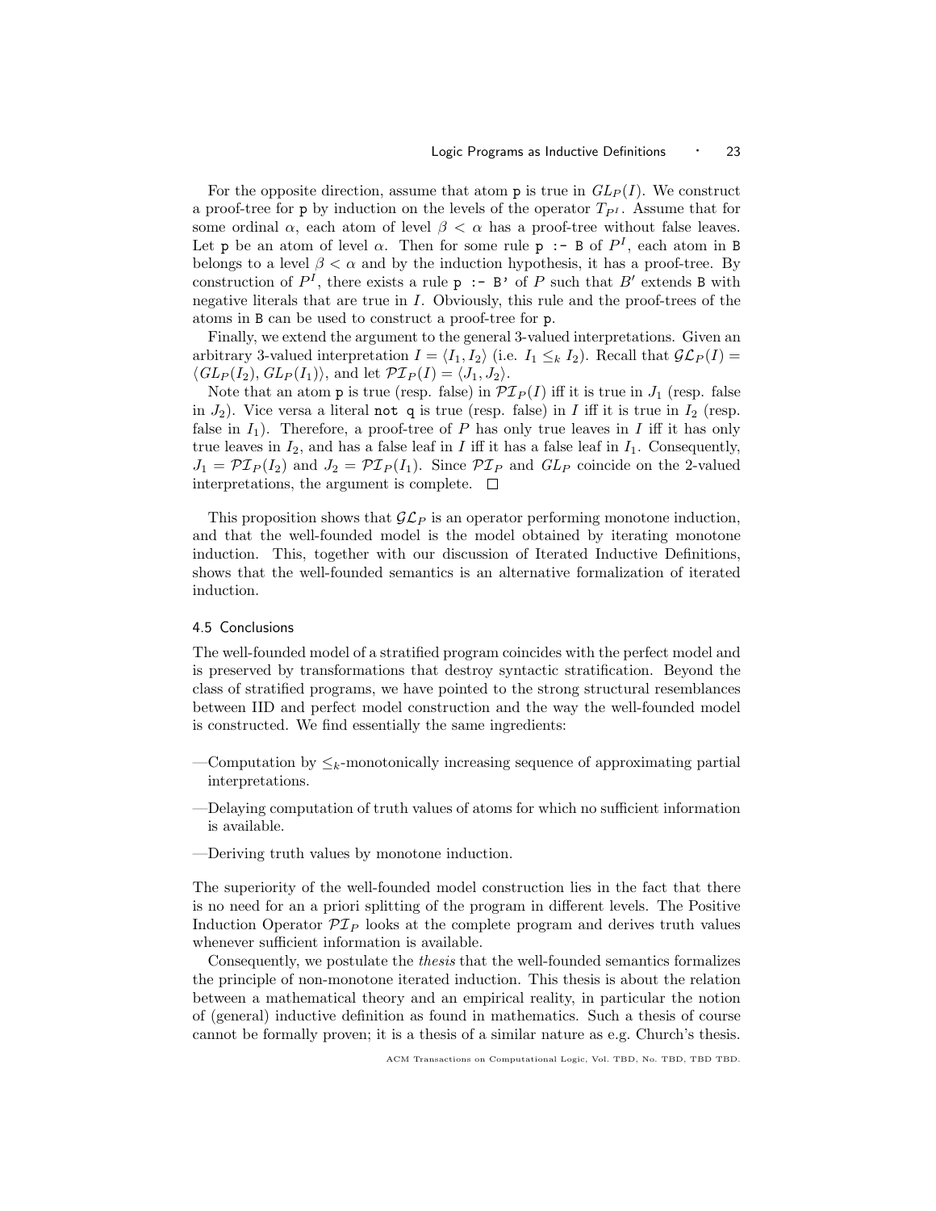For the opposite direction, assume that atom `p` is true in $GL_P(I)$. We construct a proof-tree for `p` by induction on the levels of the operator $T_{P^I}$. Assume that for some ordinal $\alpha$, each atom of level $\beta < \alpha$ has a proof-tree without false leaves. Let `p` be an atom of level $\alpha$. Then for some rule `p :- B` of $P^I$, each atom in `B` belongs to a level $\beta < \alpha$ and by the induction hypothesis, it has a proof-tree. By construction of $P^I$, there exists a rule `p :- B'` of $P$ such that $B'$ extends `B` with negative literals that are true in $I$. Obviously, this rule and the proof-trees of the atoms in `B` can be used to construct a proof-tree for `p`.

Finally, we extend the argument to the general 3-valued interpretations. Given an arbitrary 3-valued interpretation $I = \langle I_1, I_2 \rangle$ (i.e. $I_1 \leq_k I_2$). Recall that $\mathcal{GL}_P(I) = \langle GL_P(I_2), GL_P(I_1) \rangle$, and let $\mathcal{PI}_P(I) = \langle J_1, J_2 \rangle$.

Note that an atom `p` is true (resp. false) in $\mathcal{PI}_P(I)$ iff it is true in $J_1$ (resp. false in $J_2$). Vice versa a literal `not q` is true (resp. false) in $I$ iff it is true in $I_2$ (resp. false in $I_1$). Therefore, a proof-tree of $P$ has only true leaves in $I$ iff it has only true leaves in $I_2$, and has a false leaf in $I$ iff it has a false leaf in $I_1$. Consequently, $J_1 = \mathcal{PI}_P(I_2)$ and $J_2 = \mathcal{PI}_P(I_1)$. Since $\mathcal{PI}_P$ and $GL_P$ coincide on the 2-valued interpretations, the argument is complete. $\square$

This proposition shows that $\mathcal{GL}_P$ is an operator performing monotone induction, and that the well-founded model is the model obtained by iterating monotone induction. This, together with our discussion of Iterated Inductive Definitions, shows that the well-founded semantics is an alternative formalization of iterated induction.

### 4.5 Conclusions

The well-founded model of a stratified program coincides with the perfect model and is preserved by transformations that destroy syntactic stratification. Beyond the class of stratified programs, we have pointed to the strong structural resemblances between IID and perfect model construction and the way the well-founded model is constructed. We find essentially the same ingredients:

- Computation by $\leq_k$-monotonically increasing sequence of approximating partial interpretations.
- Delaying computation of truth values of atoms for which no sufficient information is available.
- Deriving truth values by monotone induction.

The superiority of the well-founded model construction lies in the fact that there is no need for an a priori splitting of the program in different levels. The Positive Induction Operator $\mathcal{PI}_P$ looks at the complete program and derives truth values whenever sufficient information is available.

Consequently, we postulate the *thesis* that the well-founded semantics formalizes the principle of non-monotone iterated induction. This thesis is about the relation between a mathematical theory and an empirical reality, in particular the notion of (general) inductive definition as found in mathematics. Such a thesis of course cannot be formally proven; it is a thesis of a similar nature as e.g. Church's thesis.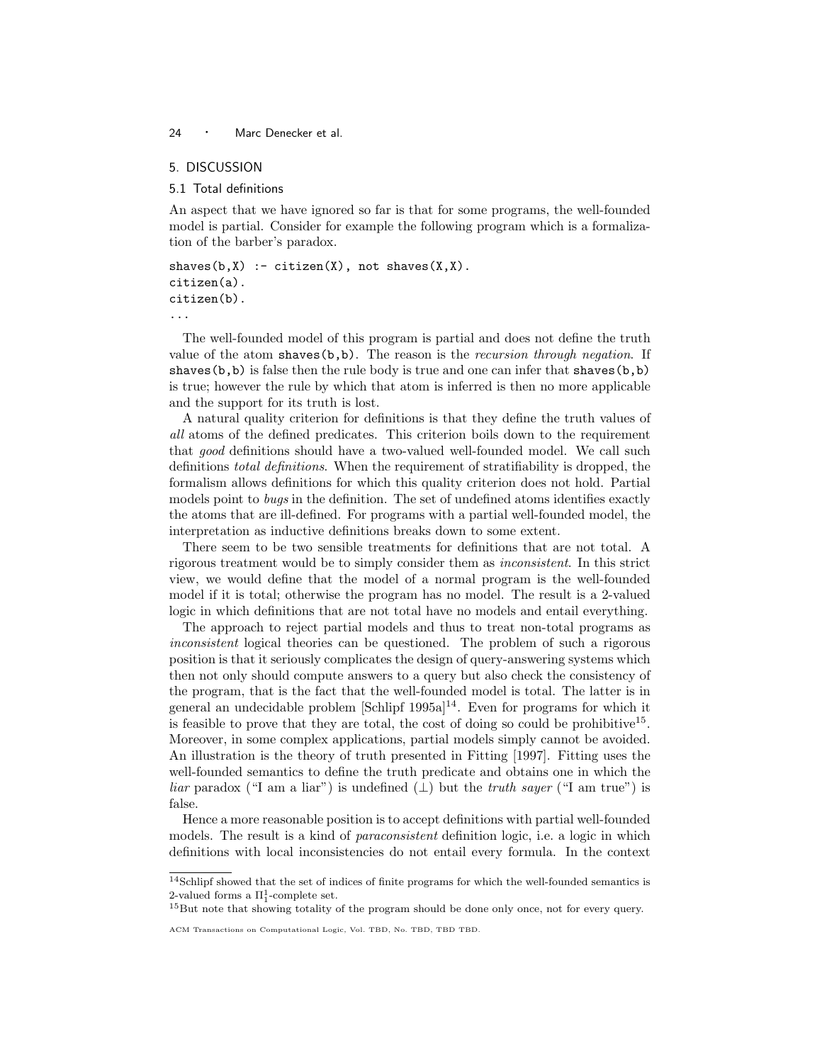## 5. DISCUSSION

### 5.1 Total definitions

An aspect that we have ignored so far is that for some programs, the well-founded model is partial. Consider for example the following program which is a formalization of the barber's paradox.

```
shaves(b,X) :- citizen(X), not shaves(X,X).
citizen(a).
citizen(b).
...
```

The well-founded model of this program is partial and does not define the truth value of the atom `shaves(b,b)`. The reason is the *recursion through negation*. If `shaves(b,b)` is false then the rule body is true and one can infer that `shaves(b,b)` is true; however the rule by which that atom is inferred is then no more applicable and the support for its truth is lost.

A natural quality criterion for definitions is that they define the truth values of *all* atoms of the defined predicates. This criterion boils down to the requirement that *good* definitions should have a two-valued well-founded model. We call such definitions *total definitions*. When the requirement of stratifiability is dropped, the formalism allows definitions for which this quality criterion does not hold. Partial models point to *bugs* in the definition. The set of undefined atoms identifies exactly the atoms that are ill-defined. For programs with a partial well-founded model, the interpretation as inductive definitions breaks down to some extent.

There seem to be two sensible treatments for definitions that are not total. A rigorous treatment would be to simply consider them as *inconsistent*. In this strict view, we would define that the model of a normal program is the well-founded model if it is total; otherwise the program has no model. The result is a 2-valued logic in which definitions that are not total have no models and entail everything.

The approach to reject partial models and thus to treat non-total programs as *inconsistent* logical theories can be questioned. The problem of such a rigorous position is that it seriously complicates the design of query-answering systems which then not only should compute answers to a query but also check the consistency of the program, that is the fact that the well-founded model is total. The latter is in general an undecidable problem [Schlipf 1995a][14]. Even for programs for which it is feasible to prove that they are total, the cost of doing so could be prohibitive[15]. Moreover, in some complex applications, partial models simply cannot be avoided. An illustration is the theory of truth presented in Fitting [1997]. Fitting uses the well-founded semantics to define the truth predicate and obtains one in which the *liar* paradox ("I am a liar") is undefined ($\perp$) but the *truth sayer* ("I am true") is false.

Hence a more reasonable position is to accept definitions with partial well-founded models. The result is a kind of *paraconsistent* definition logic, i.e. a logic in which definitions with local inconsistencies do not entail every formula. In the context

---

[14] Schlipf showed that the set of indices of finite programs for which the well-founded semantics is 2-valued forms a $\Pi^1_1$-complete set.

[15] But note that showing totality of the program should be done only once, not for every query.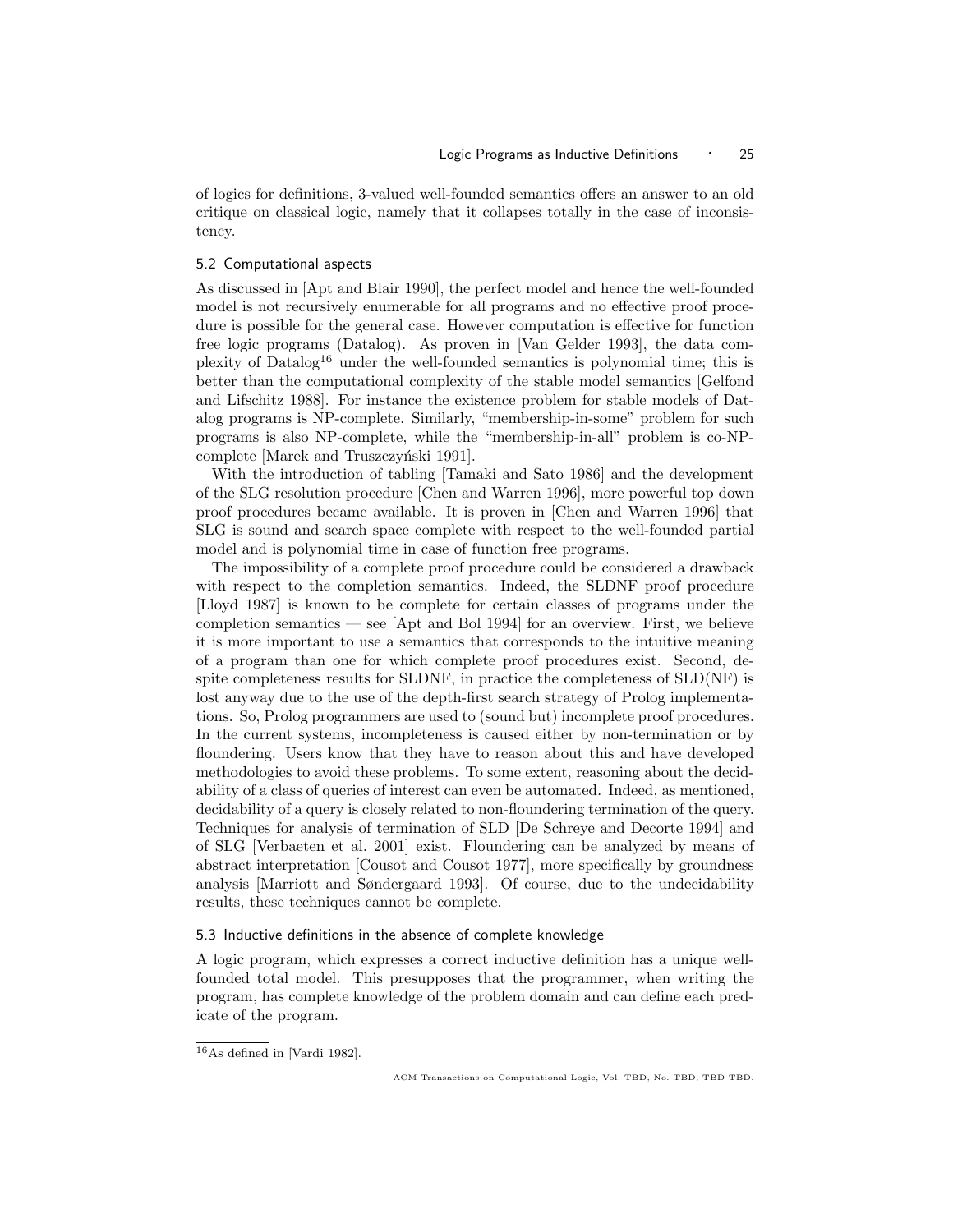of logics for definitions, 3-valued well-founded semantics offers an answer to an old critique on classical logic, namely that it collapses totally in the case of inconsistency.

### 5.2 Computational aspects

As discussed in [Apt and Blair 1990], the perfect model and hence the well-founded model is not recursively enumerable for all programs and no effective proof procedure is possible for the general case. However computation is effective for function free logic programs (Datalog). As proven in [Van Gelder 1993], the data complexity of Datalog[16] under the well-founded semantics is polynomial time; this is better than the computational complexity of the stable model semantics [Gelfond and Lifschitz 1988]. For instance the existence problem for stable models of Datalog programs is NP-complete. Similarly, "membership-in-some" problem for such programs is also NP-complete, while the "membership-in-all" problem is co-NP-complete [Marek and Truszczyński 1991].

With the introduction of tabling [Tamaki and Sato 1986] and the development of the SLG resolution procedure [Chen and Warren 1996], more powerful top down proof procedures became available. It is proven in [Chen and Warren 1996] that SLG is sound and search space complete with respect to the well-founded partial model and is polynomial time in case of function free programs.

The impossibility of a complete proof procedure could be considered a drawback with respect to the completion semantics. Indeed, the SLDNF proof procedure [Lloyd 1987] is known to be complete for certain classes of programs under the completion semantics — see [Apt and Bol 1994] for an overview. First, we believe it is more important to use a semantics that corresponds to the intuitive meaning of a program than one for which complete proof procedures exist. Second, despite completeness results for SLDNF, in practice the completeness of SLD(NF) is lost anyway due to the use of the depth-first search strategy of Prolog implementations. So, Prolog programmers are used to (sound but) incomplete proof procedures. In the current systems, incompleteness is caused either by non-termination or by floundering. Users know that they have to reason about this and have developed methodologies to avoid these problems. To some extent, reasoning about the decidability of a class of queries of interest can even be automated. Indeed, as mentioned, decidability of a query is closely related to non-floundering termination of the query. Techniques for analysis of termination of SLD [De Schreye and Decorte 1994] and of SLG [Verbaeten et al. 2001] exist. Floundering can be analyzed by means of abstract interpretation [Cousot and Cousot 1977], more specifically by groundness analysis [Marriott and Søndergaard 1993]. Of course, due to the undecidability results, these techniques cannot be complete.

### 5.3 Inductive definitions in the absence of complete knowledge

A logic program, which expresses a correct inductive definition has a unique well-founded total model. This presupposes that the programmer, when writing the program, has complete knowledge of the problem domain and can define each predicate of the program.

[16] As defined in [Vardi 1982].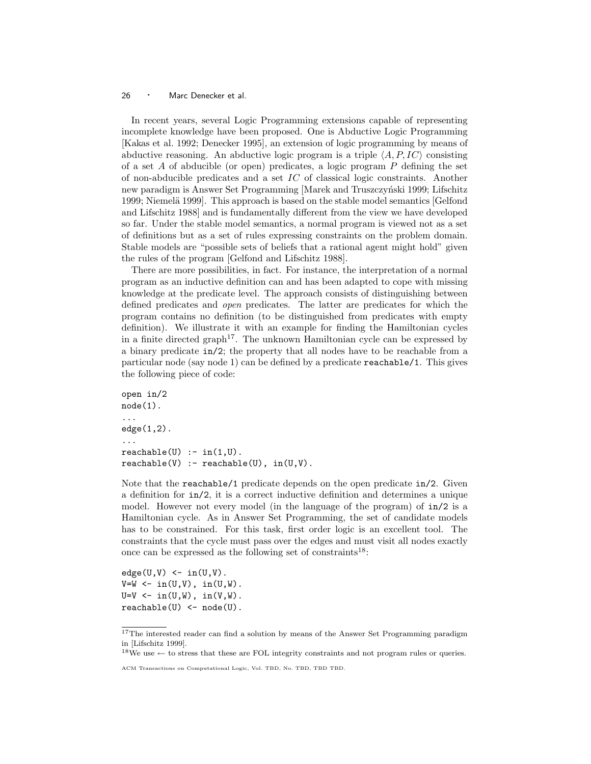In recent years, several Logic Programming extensions capable of representing incomplete knowledge have been proposed. One is Abductive Logic Programming [Kakas et al. 1992; Denecker 1995], an extension of logic programming by means of abductive reasoning. An abductive logic program is a triple $\langle A, P, IC \rangle$ consisting of a set $A$ of abducible (or open) predicates, a logic program $P$ defining the set of non-abducible predicates and a set $IC$ of classical logic constraints. Another new paradigm is Answer Set Programming [Marek and Truszczyński 1999; Lifschitz 1999; Niemelä 1999]. This approach is based on the stable model semantics [Gelfond and Lifschitz 1988] and is fundamentally different from the view we have developed so far. Under the stable model semantics, a normal program is viewed not as a set of definitions but as a set of rules expressing constraints on the problem domain. Stable models are "possible sets of beliefs that a rational agent might hold" given the rules of the program [Gelfond and Lifschitz 1988].

There are more possibilities, in fact. For instance, the interpretation of a normal program as an inductive definition can and has been adapted to cope with missing knowledge at the predicate level. The approach consists of distinguishing between defined predicates and *open* predicates. The latter are predicates for which the program contains no definition (to be distinguished from predicates with empty definition). We illustrate it with an example for finding the Hamiltonian cycles in a finite directed graph[17]. The unknown Hamiltonian cycle can be expressed by a binary predicate `in/2`; the property that all nodes have to be reachable from a particular node (say node 1) can be defined by a predicate `reachable/1`. This gives the following piece of code:

```
open in/2
node(1).
...
edge(1,2).
...
reachable(U) :- in(1,U).
reachable(V) :- reachable(U), in(U,V).
```

Note that the `reachable/1` predicate depends on the open predicate `in/2`. Given a definition for `in/2`, it is a correct inductive definition and determines a unique model. However not every model (in the language of the program) of `in/2` is a Hamiltonian cycle. As in Answer Set Programming, the set of candidate models has to be constrained. For this task, first order logic is an excellent tool. The constraints that the cycle must pass over the edges and must visit all nodes exactly once can be expressed as the following set of constraints[18]:

```
edge(U,V) <- in(U,V).
V=W <- in(U,V), in(U,W).
U=V <- in(U,W), in(V,W).
reachable(U) <- node(U).
```

[17] The interested reader can find a solution by means of the Answer Set Programming paradigm in [Lifschitz 1999].

[18] We use $\leftarrow$ to stress that these are FOL integrity constraints and not program rules or queries.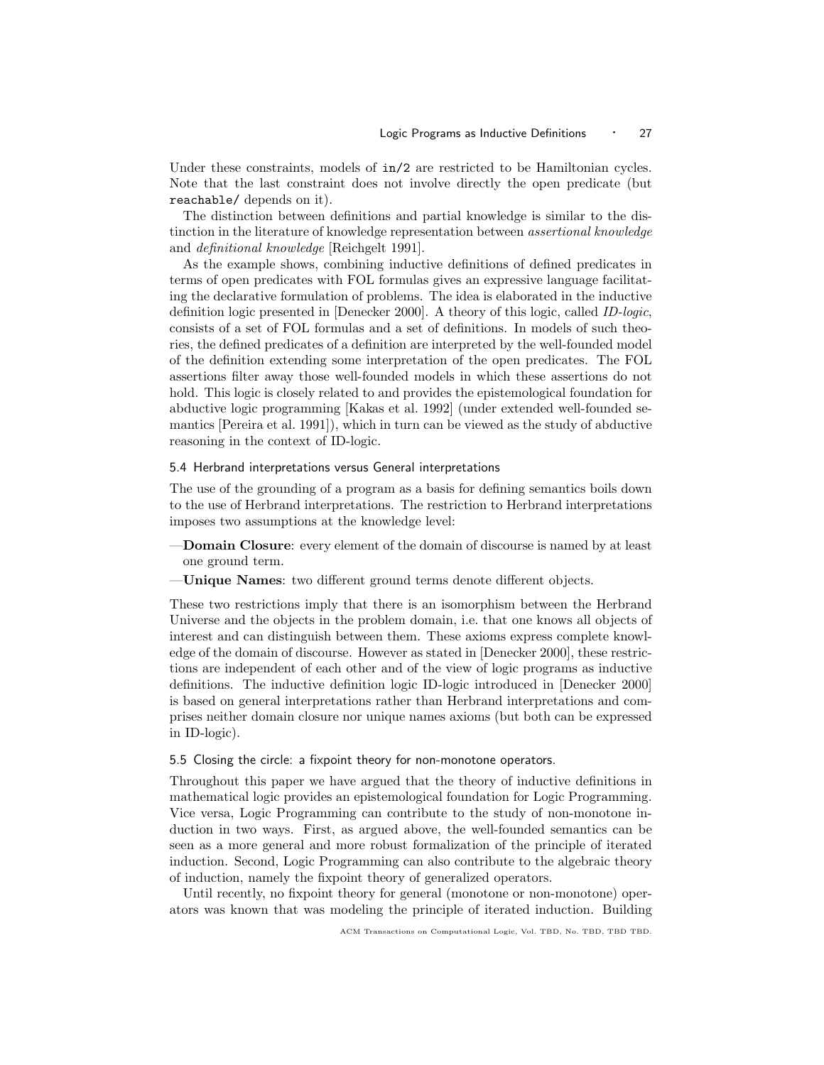Under these constraints, models of `in/2` are restricted to be Hamiltonian cycles. Note that the last constraint does not involve directly the open predicate (but `reachable/` depends on it).

The distinction between definitions and partial knowledge is similar to the distinction in the literature of knowledge representation between *assertional knowledge* and *definitional knowledge* [Reichgelt 1991].

As the example shows, combining inductive definitions of defined predicates in terms of open predicates with FOL formulas gives an expressive language facilitating the declarative formulation of problems. The idea is elaborated in the inductive definition logic presented in [Denecker 2000]. A theory of this logic, called *ID-logic*, consists of a set of FOL formulas and a set of definitions. In models of such theories, the defined predicates of a definition are interpreted by the well-founded model of the definition extending some interpretation of the open predicates. The FOL assertions filter away those well-founded models in which these assertions do not hold. This logic is closely related to and provides the epistemological foundation for abductive logic programming [Kakas et al. 1992] (under extended well-founded semantics [Pereira et al. 1991]), which in turn can be viewed as the study of abductive reasoning in the context of ID-logic.

### 5.4 Herbrand interpretations versus General interpretations

The use of the grounding of a program as a basis for defining semantics boils down to the use of Herbrand interpretations. The restriction to Herbrand interpretations imposes two assumptions at the knowledge level:

—**Domain Closure**: every element of the domain of discourse is named by at least one ground term.

—**Unique Names**: two different ground terms denote different objects.

These two restrictions imply that there is an isomorphism between the Herbrand Universe and the objects in the problem domain, i.e. that one knows all objects of interest and can distinguish between them. These axioms express complete knowledge of the domain of discourse. However as stated in [Denecker 2000], these restrictions are independent of each other and of the view of logic programs as inductive definitions. The inductive definition logic ID-logic introduced in [Denecker 2000] is based on general interpretations rather than Herbrand interpretations and comprises neither domain closure nor unique names axioms (but both can be expressed in ID-logic).

### 5.5 Closing the circle: a fixpoint theory for non-monotone operators.

Throughout this paper we have argued that the theory of inductive definitions in mathematical logic provides an epistemological foundation for Logic Programming. Vice versa, Logic Programming can contribute to the study of non-monotone induction in two ways. First, as argued above, the well-founded semantics can be seen as a more general and more robust formalization of the principle of iterated induction. Second, Logic Programming can also contribute to the algebraic theory of induction, namely the fixpoint theory of generalized operators.

Until recently, no fixpoint theory for general (monotone or non-monotone) operators was known that was modeling the principle of iterated induction. Building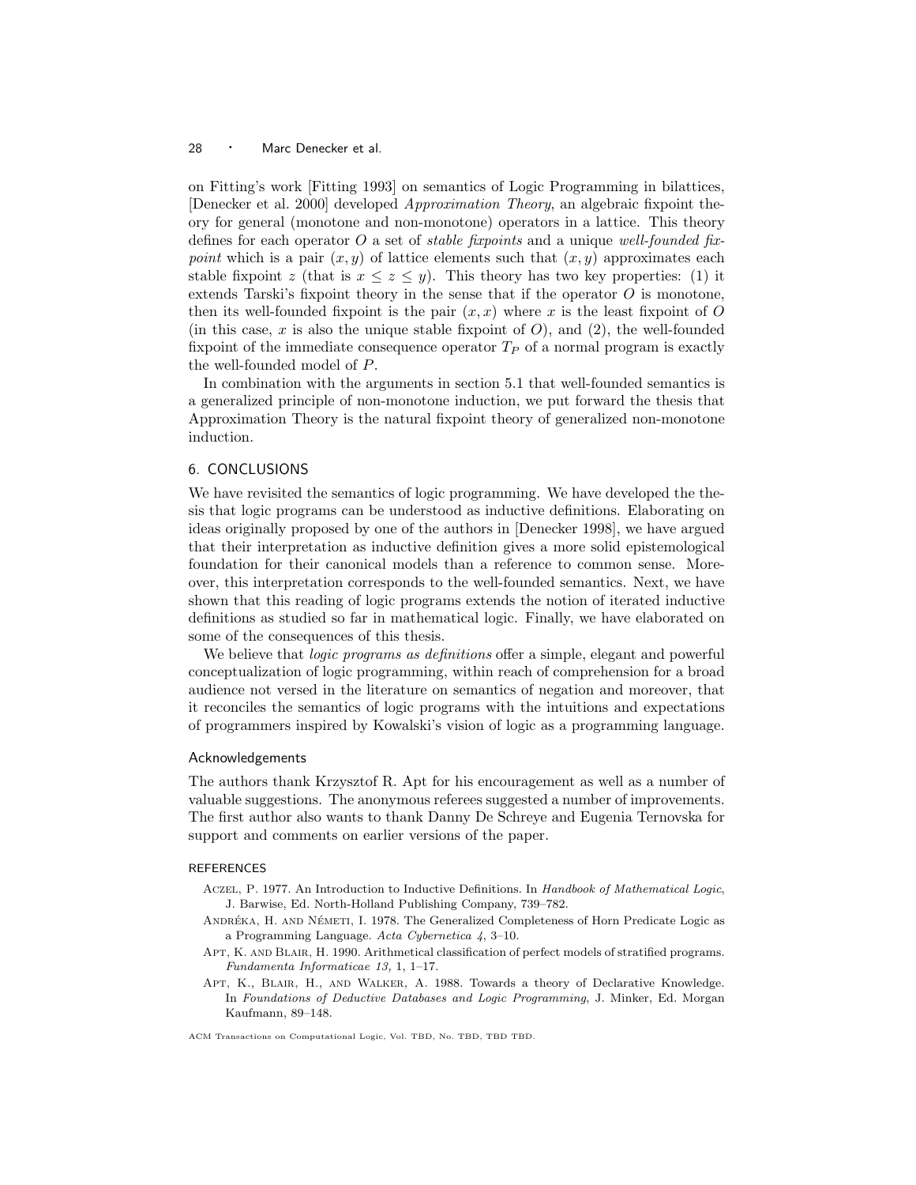on Fitting's work [Fitting 1993] on semantics of Logic Programming in bilattices, [Denecker et al. 2000] developed *Approximation Theory*, an algebraic fixpoint theory for general (monotone and non-monotone) operators in a lattice. This theory defines for each operator $O$ a set of *stable fixpoints* and a unique *well-founded fixpoint* which is a pair $(x, y)$ of lattice elements such that $(x, y)$ approximates each stable fixpoint $z$ (that is $x \leq z \leq y$). This theory has two key properties: (1) it extends Tarski's fixpoint theory in the sense that if the operator $O$ is monotone, then its well-founded fixpoint is the pair $(x, x)$ where $x$ is the least fixpoint of $O$ (in this case, $x$ is also the unique stable fixpoint of $O$), and (2), the well-founded fixpoint of the immediate consequence operator $T_P$ of a normal program is exactly the well-founded model of $P$.

In combination with the arguments in section 5.1 that well-founded semantics is a generalized principle of non-monotone induction, we put forward the thesis that Approximation Theory is the natural fixpoint theory of generalized non-monotone induction.

## 6. CONCLUSIONS

We have revisited the semantics of logic programming. We have developed the thesis that logic programs can be understood as inductive definitions. Elaborating on ideas originally proposed by one of the authors in [Denecker 1998], we have argued that their interpretation as inductive definition gives a more solid epistemological foundation for their canonical models than a reference to common sense. Moreover, this interpretation corresponds to the well-founded semantics. Next, we have shown that this reading of logic programs extends the notion of iterated inductive definitions as studied so far in mathematical logic. Finally, we have elaborated on some of the consequences of this thesis.

We believe that *logic programs as definitions* offer a simple, elegant and powerful conceptualization of logic programming, within reach of comprehension for a broad audience not versed in the literature on semantics of negation and moreover, that it reconciles the semantics of logic programs with the intuitions and expectations of programmers inspired by Kowalski's vision of logic as a programming language.

### Acknowledgements

The authors thank Krzysztof R. Apt for his encouragement as well as a number of valuable suggestions. The anonymous referees suggested a number of improvements. The first author also wants to thank Danny De Schreye and Eugenia Ternovska for support and comments on earlier versions of the paper.

## REFERENCES

Aczel, P. 1977. An Introduction to Inductive Definitions. In *Handbook of Mathematical Logic*, J. Barwise, Ed. North-Holland Publishing Company, 739–782.

Andréka, H. and Németi, I. 1978. The Generalized Completeness of Horn Predicate Logic as a Programming Language. *Acta Cybernetica 4*, 3–10.

Apt, K. and Blair, H. 1990. Arithmetical classification of perfect models of stratified programs. *Fundamenta Informaticae 13,* 1, 1–17.

Apt, K., Blair, H., and Walker, A. 1988. Towards a theory of Declarative Knowledge. In *Foundations of Deductive Databases and Logic Programming*, J. Minker, Ed. Morgan Kaufmann, 89–148.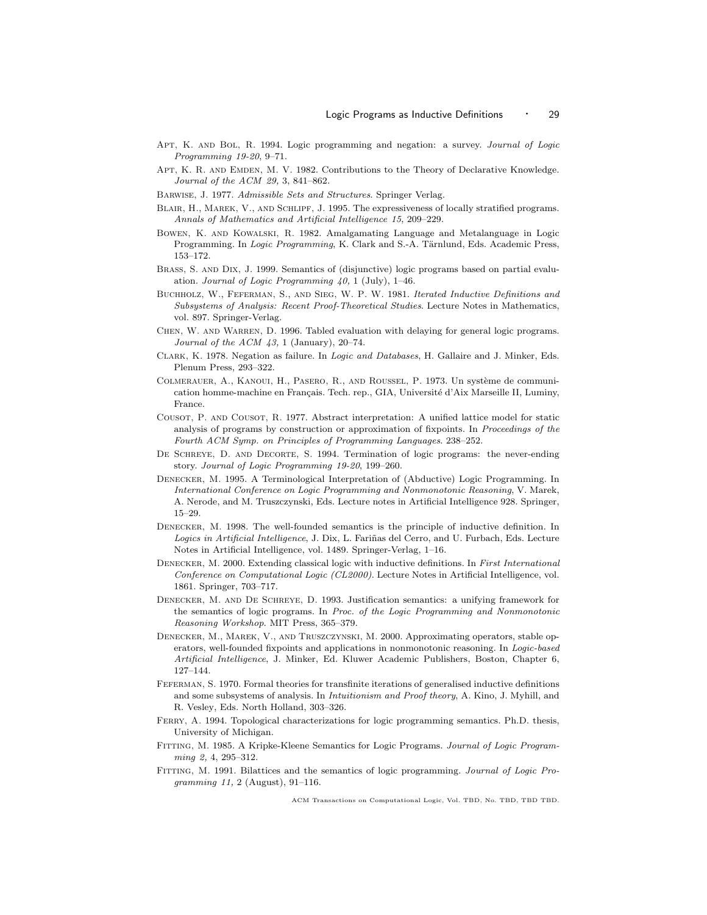Apt, K. and Bol, R. 1994. Logic programming and negation: a survey. *Journal of Logic Programming 19-20*, 9–71.

Apt, K. R. and Emden, M. V. 1982. Contributions to the Theory of Declarative Knowledge. *Journal of the ACM 29,* 3, 841–862.

Barwise, J. 1977. *Admissible Sets and Structures*. Springer Verlag.

Blair, H., Marek, V., and Schlipf, J. 1995. The expressiveness of locally stratified programs. *Annals of Mathematics and Artificial Intelligence 15*, 209–229.

Bowen, K. and Kowalski, R. 1982. Amalgamating Language and Metalanguage in Logic Programming. In *Logic Programming*, K. Clark and S.-A. Tärnlund, Eds. Academic Press, 153–172.

Brass, S. and Dix, J. 1999. Semantics of (disjunctive) logic programs based on partial evaluation. *Journal of Logic Programming 40,* 1 (July), 1–46.

Buchholz, W., Feferman, S., and Sieg, W. P. W. 1981. *Iterated Inductive Definitions and Subsystems of Analysis: Recent Proof-Theoretical Studies*. Lecture Notes in Mathematics, vol. 897. Springer-Verlag.

Chen, W. and Warren, D. 1996. Tabled evaluation with delaying for general logic programs. *Journal of the ACM 43,* 1 (January), 20–74.

Clark, K. 1978. Negation as failure. In *Logic and Databases*, H. Gallaire and J. Minker, Eds. Plenum Press, 293–322.

Colmerauer, A., Kanoui, H., Pasero, R., and Roussel, P. 1973. Un système de communication homme-machine en Français. Tech. rep., GIA, Université d'Aix Marseille II, Luminy, France.

Cousot, P. and Cousot, R. 1977. Abstract interpretation: A unified lattice model for static analysis of programs by construction or approximation of fixpoints. In *Proceedings of the Fourth ACM Symp. on Principles of Programming Languages*. 238–252.

De Schreye, D. and Decorte, S. 1994. Termination of logic programs: the never-ending story. *Journal of Logic Programming 19-20*, 199–260.

Denecker, M. 1995. A Terminological Interpretation of (Abductive) Logic Programming. In *International Conference on Logic Programming and Nonmonotonic Reasoning*, V. Marek, A. Nerode, and M. Truszczynski, Eds. Lecture notes in Artificial Intelligence 928. Springer, 15–29.

Denecker, M. 1998. The well-founded semantics is the principle of inductive definition. In *Logics in Artificial Intelligence*, J. Dix, L. Fariñas del Cerro, and U. Furbach, Eds. Lecture Notes in Artificial Intelligence, vol. 1489. Springer-Verlag, 1–16.

Denecker, M. 2000. Extending classical logic with inductive definitions. In *First International Conference on Computational Logic (CL2000)*. Lecture Notes in Artificial Intelligence, vol. 1861. Springer, 703–717.

Denecker, M. and De Schreye, D. 1993. Justification semantics: a unifying framework for the semantics of logic programs. In *Proc. of the Logic Programming and Nonmonotonic Reasoning Workshop*. MIT Press, 365–379.

Denecker, M., Marek, V., and Truszczynski, M. 2000. Approximating operators, stable operators, well-founded fixpoints and applications in nonmonotonic reasoning. In *Logic-based Artificial Intelligence*, J. Minker, Ed. Kluwer Academic Publishers, Boston, Chapter 6, 127–144.

Feferman, S. 1970. Formal theories for transfinite iterations of generalised inductive definitions and some subsystems of analysis. In *Intuitionism and Proof theory*, A. Kino, J. Myhill, and R. Vesley, Eds. North Holland, 303–326.

Ferry, A. 1994. Topological characterizations for logic programming semantics. Ph.D. thesis, University of Michigan.

Fitting, M. 1985. A Kripke-Kleene Semantics for Logic Programs. *Journal of Logic Programming 2,* 4, 295–312.

Fitting, M. 1991. Bilattices and the semantics of logic programming. *Journal of Logic Programming 11,* 2 (August), 91–116.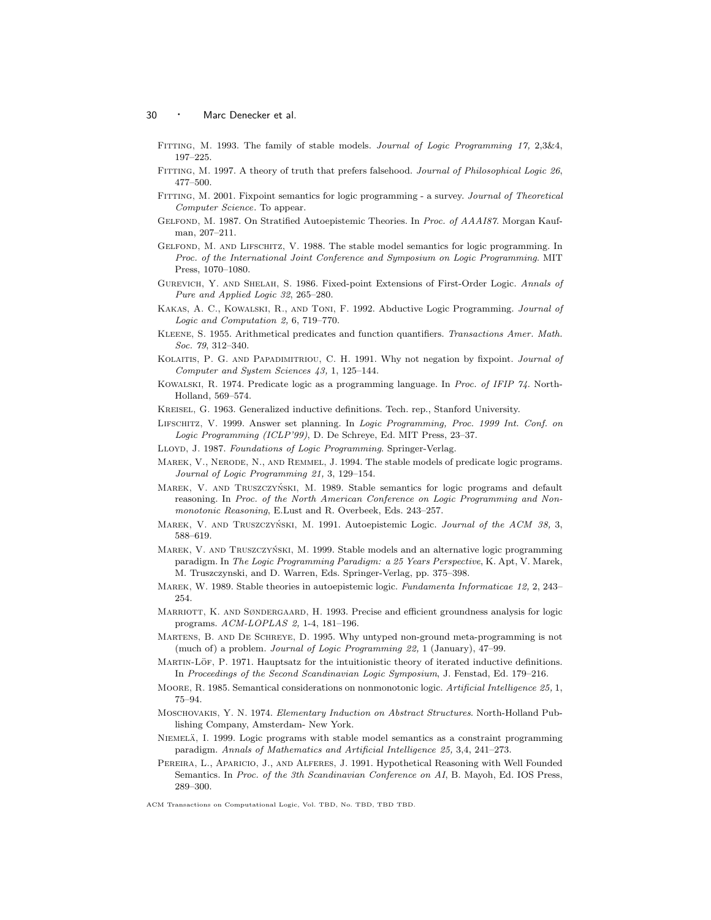Fitting, M. 1993. The family of stable models. *Journal of Logic Programming 17,* 2,3&4, 197–225.

Fitting, M. 1997. A theory of truth that prefers falsehood. *Journal of Philosophical Logic 26*, 477–500.

Fitting, M. 2001. Fixpoint semantics for logic programming - a survey. *Journal of Theoretical Computer Science*. To appear.

Gelfond, M. 1987. On Stratified Autoepistemic Theories. In *Proc. of AAAI87*. Morgan Kaufman, 207–211.

Gelfond, M. and Lifschitz, V. 1988. The stable model semantics for logic programming. In *Proc. of the International Joint Conference and Symposium on Logic Programming*. MIT Press, 1070–1080.

Gurevich, Y. and Shelah, S. 1986. Fixed-point Extensions of First-Order Logic. *Annals of Pure and Applied Logic 32*, 265–280.

Kakas, A. C., Kowalski, R., and Toni, F. 1992. Abductive Logic Programming. *Journal of Logic and Computation 2,* 6, 719–770.

Kleene, S. 1955. Arithmetical predicates and function quantifiers. *Transactions Amer. Math. Soc. 79*, 312–340.

Kolaitis, P. G. and Papadimitriou, C. H. 1991. Why not negation by fixpoint. *Journal of Computer and System Sciences 43,* 1, 125–144.

Kowalski, R. 1974. Predicate logic as a programming language. In *Proc. of IFIP 74*. North-Holland, 569–574.

Kreisel, G. 1963. Generalized inductive definitions. Tech. rep., Stanford University.

Lifschitz, V. 1999. Answer set planning. In *Logic Programming, Proc. 1999 Int. Conf. on Logic Programming (ICLP'99)*, D. De Schreye, Ed. MIT Press, 23–37.

Lloyd, J. 1987. *Foundations of Logic Programming*. Springer-Verlag.

Marek, V., Nerode, N., and Remmel, J. 1994. The stable models of predicate logic programs. *Journal of Logic Programming 21,* 3, 129–154.

Marek, V. and Truszczyński, M. 1989. Stable semantics for logic programs and default reasoning. In *Proc. of the North American Conference on Logic Programming and Nonmonotonic Reasoning*, E.Lust and R. Overbeek, Eds. 243–257.

Marek, V. and Truszczyński, M. 1991. Autoepistemic Logic. *Journal of the ACM 38,* 3, 588–619.

Marek, V. and Truszczyński, M. 1999. Stable models and an alternative logic programming paradigm. In *The Logic Programming Paradigm: a 25 Years Perspective*, K. Apt, V. Marek, M. Truszczynski, and D. Warren, Eds. Springer-Verlag, pp. 375–398.

Marek, W. 1989. Stable theories in autoepistemic logic. *Fundamenta Informaticae 12,* 2, 243–254.

Marriott, K. and Søndergaard, H. 1993. Precise and efficient groundness analysis for logic programs. *ACM-LOPLAS 2,* 1-4, 181–196.

Martens, B. and De Schreye, D. 1995. Why untyped non-ground meta-programming is not (much of) a problem. *Journal of Logic Programming 22,* 1 (January), 47–99.

Martin-Löf, P. 1971. Hauptsatz for the intuitionistic theory of iterated inductive definitions. In *Proceedings of the Second Scandinavian Logic Symposium*, J. Fenstad, Ed. 179–216.

Moore, R. 1985. Semantical considerations on nonmonotonic logic. *Artificial Intelligence 25,* 1, 75–94.

Moschovakis, Y. N. 1974. *Elementary Induction on Abstract Structures*. North-Holland Publishing Company, Amsterdam- New York.

Niemelä, I. 1999. Logic programs with stable model semantics as a constraint programming paradigm. *Annals of Mathematics and Artificial Intelligence 25,* 3,4, 241–273.

Pereira, L., Aparicio, J., and Alferes, J. 1991. Hypothetical Reasoning with Well Founded Semantics. In *Proc. of the 3th Scandinavian Conference on AI*, B. Mayoh, Ed. IOS Press, 289–300.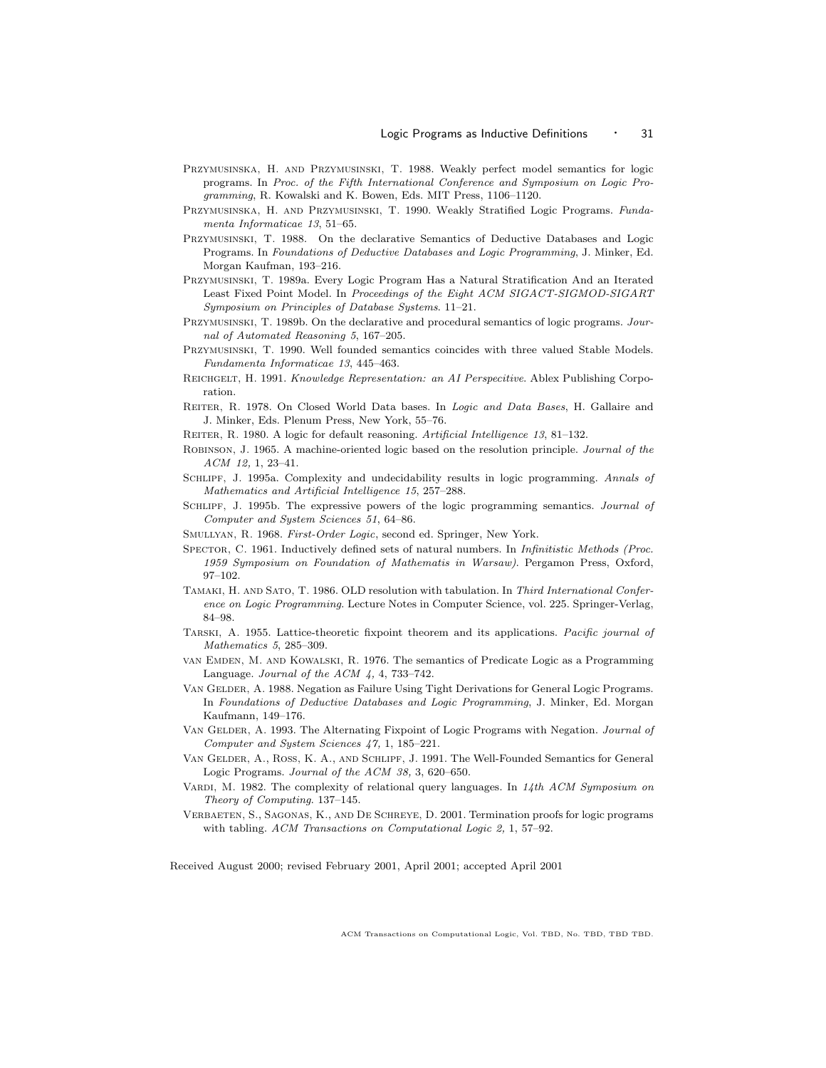Przymusinska, H. and Przymusinski, T. 1988. Weakly perfect model semantics for logic programs. In *Proc. of the Fifth International Conference and Symposium on Logic Programming*, R. Kowalski and K. Bowen, Eds. MIT Press, 1106–1120.

Przymusinska, H. and Przymusinski, T. 1990. Weakly Stratified Logic Programs. *Fundamenta Informaticae 13*, 51–65.

Przymusinski, T. 1988. On the declarative Semantics of Deductive Databases and Logic Programs. In *Foundations of Deductive Databases and Logic Programming*, J. Minker, Ed. Morgan Kaufman, 193–216.

Przymusinski, T. 1989a. Every Logic Program Has a Natural Stratification And an Iterated Least Fixed Point Model. In *Proceedings of the Eight ACM SIGACT-SIGMOD-SIGART Symposium on Principles of Database Systems*. 11–21.

Przymusinski, T. 1989b. On the declarative and procedural semantics of logic programs. *Journal of Automated Reasoning 5*, 167–205.

Przymusinski, T. 1990. Well founded semantics coincides with three valued Stable Models. *Fundamenta Informaticae 13*, 445–463.

Reichgelt, H. 1991. *Knowledge Representation: an AI Perspecitive*. Ablex Publishing Corporation.

Reiter, R. 1978. On Closed World Data bases. In *Logic and Data Bases*, H. Gallaire and J. Minker, Eds. Plenum Press, New York, 55–76.

Reiter, R. 1980. A logic for default reasoning. *Artificial Intelligence 13*, 81–132.

Robinson, J. 1965. A machine-oriented logic based on the resolution principle. *Journal of the ACM 12,* 1, 23–41.

Schlipf, J. 1995a. Complexity and undecidability results in logic programming. *Annals of Mathematics and Artificial Intelligence 15*, 257–288.

Schlipf, J. 1995b. The expressive powers of the logic programming semantics. *Journal of Computer and System Sciences 51*, 64–86.

Smullyan, R. 1968. *First-Order Logic*, second ed. Springer, New York.

Spector, C. 1961. Inductively defined sets of natural numbers. In *Infinitistic Methods (Proc. 1959 Symposium on Foundation of Mathematis in Warsaw)*. Pergamon Press, Oxford, 97–102.

Tamaki, H. and Sato, T. 1986. OLD resolution with tabulation. In *Third International Conference on Logic Programming*. Lecture Notes in Computer Science, vol. 225. Springer-Verlag, 84–98.

Tarski, A. 1955. Lattice-theoretic fixpoint theorem and its applications. *Pacific journal of Mathematics 5*, 285–309.

van Emden, M. and Kowalski, R. 1976. The semantics of Predicate Logic as a Programming Language. *Journal of the ACM 4*, 4, 733–742.

Van Gelder, A. 1988. Negation as Failure Using Tight Derivations for General Logic Programs. In *Foundations of Deductive Databases and Logic Programming*, J. Minker, Ed. Morgan Kaufmann, 149–176.

Van Gelder, A. 1993. The Alternating Fixpoint of Logic Programs with Negation. *Journal of Computer and System Sciences 47,* 1, 185–221.

Van Gelder, A., Ross, K. A., and Schlipf, J. 1991. The Well-Founded Semantics for General Logic Programs. *Journal of the ACM 38,* 3, 620–650.

Vardi, M. 1982. The complexity of relational query languages. In *14th ACM Symposium on Theory of Computing*. 137–145.

Verbaeten, S., Sagonas, K., and De Schreye, D. 2001. Termination proofs for logic programs with tabling. *ACM Transactions on Computational Logic 2,* 1, 57–92.

Received August 2000; revised February 2001, April 2001; accepted April 2001